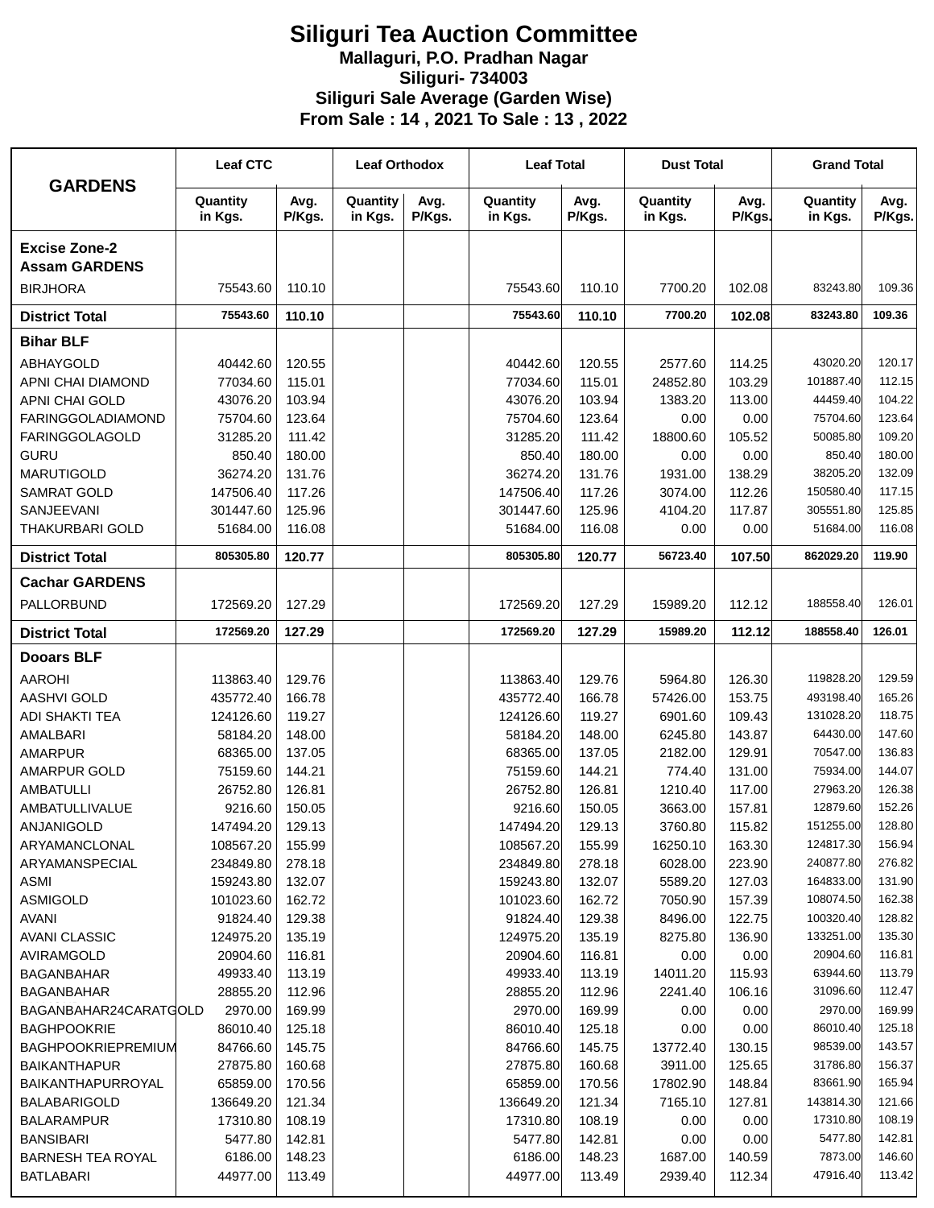# Siliguri Tea Auction Committee

**Mallaguri, P.O. Pradhan Nagar**

**Siliguri- 734003**

**Siliguri Sale Average (Garden Wise)**

**From Sale : 14 , 2021 To Sale : 13 , 2022**

| GARDENS | Leaf CTC | | Leaf Orthodox | | Leaf Total | | Dust Total | | Grand Total | |
|---|---|---|---|---|---|---|---|---|---|---|
| | Quantity in Kgs. | Avg. P/Kgs. | Quantity in Kgs. | Avg. P/Kgs. | Quantity in Kgs. | Avg. P/Kgs. | Quantity in Kgs. | Avg. P/Kgs. | Quantity in Kgs. | Avg. P/Kgs. |
| **Excise Zone-2 Assam GARDENS** | | | | | | | | | | |
| BIRJHORA | 75543.60 | 110.10 | | | 75543.60 | 110.10 | 7700.20 | 102.08 | 83243.80 | 109.36 |
| **District Total** | **75543.60** | **110.10** | | | **75543.60** | **110.10** | **7700.20** | **102.08** | **83243.80** | **109.36** |
| **Bihar BLF** | | | | | | | | | | |
| ABHAYGOLD | 40442.60 | 120.55 | | | 40442.60 | 120.55 | 2577.60 | 114.25 | 43020.20 | 120.17 |
| APNI CHAI DIAMOND | 77034.60 | 115.01 | | | 77034.60 | 115.01 | 24852.80 | 103.29 | 101887.40 | 112.15 |
| APNI CHAI GOLD | 43076.20 | 103.94 | | | 43076.20 | 103.94 | 1383.20 | 113.00 | 44459.40 | 104.22 |
| FARINGGOLADIAMOND | 75704.60 | 123.64 | | | 75704.60 | 123.64 | 0.00 | 0.00 | 75704.60 | 123.64 |
| FARINGGOLAGOLD | 31285.20 | 111.42 | | | 31285.20 | 111.42 | 18800.60 | 105.52 | 50085.80 | 109.20 |
| GURU | 850.40 | 180.00 | | | 850.40 | 180.00 | 0.00 | 0.00 | 850.40 | 180.00 |
| MARUTIGOLD | 36274.20 | 131.76 | | | 36274.20 | 131.76 | 1931.00 | 138.29 | 38205.20 | 132.09 |
| SAMRAT GOLD | 147506.40 | 117.26 | | | 147506.40 | 117.26 | 3074.00 | 112.26 | 150580.40 | 117.15 |
| SANJEEVANI | 301447.60 | 125.96 | | | 301447.60 | 125.96 | 4104.20 | 117.87 | 305551.80 | 125.85 |
| THAKURBARI GOLD | 51684.00 | 116.08 | | | 51684.00 | 116.08 | 0.00 | 0.00 | 51684.00 | 116.08 |
| **District Total** | **805305.80** | **120.77** | | | **805305.80** | **120.77** | **56723.40** | **107.50** | **862029.20** | **119.90** |
| **Cachar GARDENS** | | | | | | | | | | |
| PALLORBUND | 172569.20 | 127.29 | | | 172569.20 | 127.29 | 15989.20 | 112.12 | 188558.40 | 126.01 |
| **District Total** | **172569.20** | **127.29** | | | **172569.20** | **127.29** | **15989.20** | **112.12** | **188558.40** | **126.01** |
| **Dooars BLF** | | | | | | | | | | |
| AAROHI | 113863.40 | 129.76 | | | 113863.40 | 129.76 | 5964.80 | 126.30 | 119828.20 | 129.59 |
| AASHVI GOLD | 435772.40 | 166.78 | | | 435772.40 | 166.78 | 57426.00 | 153.75 | 493198.40 | 165.26 |
| ADI SHAKTI TEA | 124126.60 | 119.27 | | | 124126.60 | 119.27 | 6901.60 | 109.43 | 131028.20 | 118.75 |
| AMALBARI | 58184.20 | 148.00 | | | 58184.20 | 148.00 | 6245.80 | 143.87 | 64430.00 | 147.60 |
| AMARPUR | 68365.00 | 137.05 | | | 68365.00 | 137.05 | 2182.00 | 129.91 | 70547.00 | 136.83 |
| AMARPUR GOLD | 75159.60 | 144.21 | | | 75159.60 | 144.21 | 774.40 | 131.00 | 75934.00 | 144.07 |
| AMBATULLI | 26752.80 | 126.81 | | | 26752.80 | 126.81 | 1210.40 | 117.00 | 27963.20 | 126.38 |
| AMBATULLIVALUE | 9216.60 | 150.05 | | | 9216.60 | 150.05 | 3663.00 | 157.81 | 12879.60 | 152.26 |
| ANJANIGOLD | 147494.20 | 129.13 | | | 147494.20 | 129.13 | 3760.80 | 115.82 | 151255.00 | 128.80 |
| ARYAMANCLONAL | 108567.20 | 155.99 | | | 108567.20 | 155.99 | 16250.10 | 163.30 | 124817.30 | 156.94 |
| ARYAMANSPECIAL | 234849.80 | 278.18 | | | 234849.80 | 278.18 | 6028.00 | 223.90 | 240877.80 | 276.82 |
| ASMI | 159243.80 | 132.07 | | | 159243.80 | 132.07 | 5589.20 | 127.03 | 164833.00 | 131.90 |
| ASMIGOLD | 101023.60 | 162.72 | | | 101023.60 | 162.72 | 7050.90 | 157.39 | 108074.50 | 162.38 |
| AVANI | 91824.40 | 129.38 | | | 91824.40 | 129.38 | 8496.00 | 122.75 | 100320.40 | 128.82 |
| AVANI CLASSIC | 124975.20 | 135.19 | | | 124975.20 | 135.19 | 8275.80 | 136.90 | 133251.00 | 135.30 |
| AVIRAMGOLD | 20904.60 | 116.81 | | | 20904.60 | 116.81 | 0.00 | 0.00 | 20904.60 | 116.81 |
| BAGANBAHAR | 49933.40 | 113.19 | | | 49933.40 | 113.19 | 14011.20 | 115.93 | 63944.60 | 113.79 |
| BAGANBAHAR | 28855.20 | 112.96 | | | 28855.20 | 112.96 | 2241.40 | 106.16 | 31096.60 | 112.47 |
| BAGANBAHAR24CARATGOLD | 2970.00 | 169.99 | | | 2970.00 | 169.99 | 0.00 | 0.00 | 2970.00 | 169.99 |
| BAGHPOOKRIE | 86010.40 | 125.18 | | | 86010.40 | 125.18 | 0.00 | 0.00 | 86010.40 | 125.18 |
| BAGHPOOKRIEPREMIUM | 84766.60 | 145.75 | | | 84766.60 | 145.75 | 13772.40 | 130.15 | 98539.00 | 143.57 |
| BAIKANTHAPUR | 27875.80 | 160.68 | | | 27875.80 | 160.68 | 3911.00 | 125.65 | 31786.80 | 156.37 |
| BAIKANTHAPURROYAL | 65859.00 | 170.56 | | | 65859.00 | 170.56 | 17802.90 | 148.84 | 83661.90 | 165.94 |
| BALABARIGOLD | 136649.20 | 121.34 | | | 136649.20 | 121.34 | 7165.10 | 127.81 | 143814.30 | 121.66 |
| BALARAMPUR | 17310.80 | 108.19 | | | 17310.80 | 108.19 | 0.00 | 0.00 | 17310.80 | 108.19 |
| BANSIBARI | 5477.80 | 142.81 | | | 5477.80 | 142.81 | 0.00 | 0.00 | 5477.80 | 142.81 |
| BARNESH TEA ROYAL | 6186.00 | 148.23 | | | 6186.00 | 148.23 | 1687.00 | 140.59 | 7873.00 | 146.60 |
| BATLABARI | 44977.00 | 113.49 | | | 44977.00 | 113.49 | 2939.40 | 112.34 | 47916.40 | 113.42 |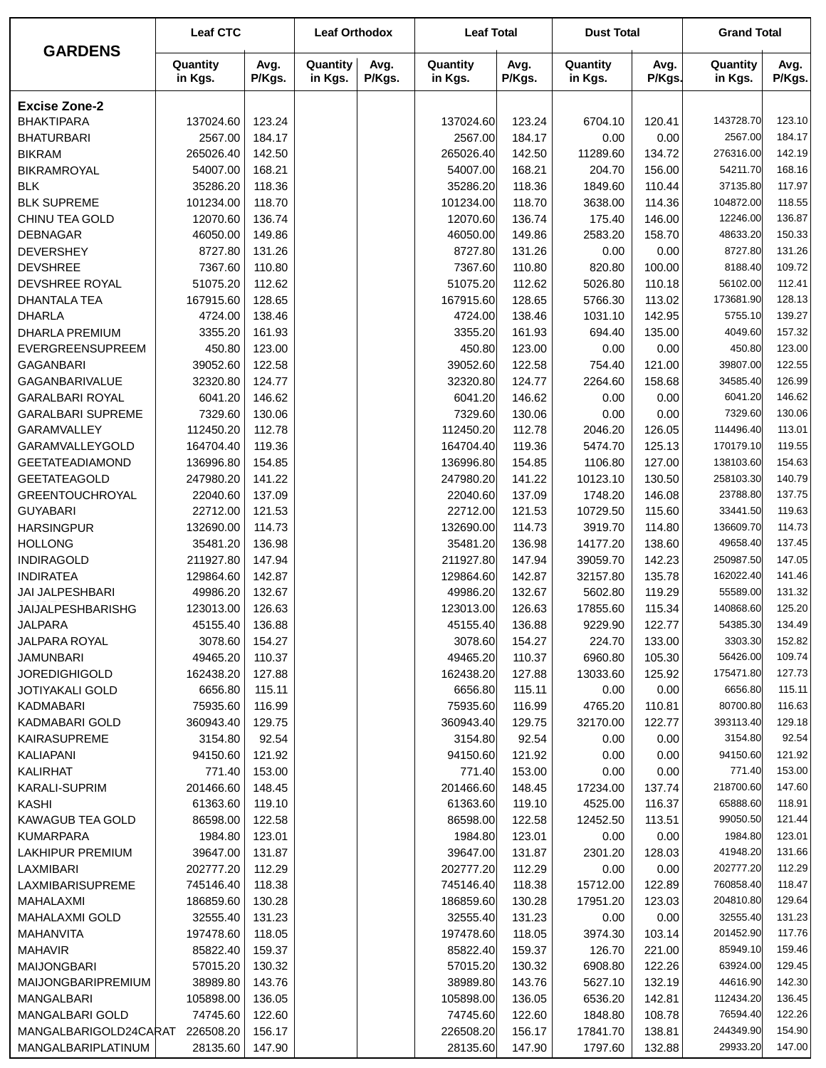| GARDENS | Leaf CTC | | Leaf Orthodox | | Leaf Total | | Dust Total | | Grand Total | |
|---|---|---|---|---|---|---|---|---|---|---|
| | Quantity in Kgs. | Avg. P/Kgs. | Quantity in Kgs. | Avg. P/Kgs. | Quantity in Kgs. | Avg. P/Kgs. | Quantity in Kgs. | Avg. P/Kgs. | Quantity in Kgs. | Avg. P/Kgs. |
| **Excise Zone-2** | | | | | | | | | | |
| BHAKTIPARA | 137024.60 | 123.24 | | | 137024.60 | 123.24 | 6704.10 | 120.41 | 143728.70 | 123.10 |
| BHATURBARI | 2567.00 | 184.17 | | | 2567.00 | 184.17 | 0.00 | 0.00 | 2567.00 | 184.17 |
| BIKRAM | 265026.40 | 142.50 | | | 265026.40 | 142.50 | 11289.60 | 134.72 | 276316.00 | 142.19 |
| BIKRAMROYAL | 54007.00 | 168.21 | | | 54007.00 | 168.21 | 204.70 | 156.00 | 54211.70 | 168.16 |
| BLK | 35286.20 | 118.36 | | | 35286.20 | 118.36 | 1849.60 | 110.44 | 37135.80 | 117.97 |
| BLK SUPREME | 101234.00 | 118.70 | | | 101234.00 | 118.70 | 3638.00 | 114.36 | 104872.00 | 118.55 |
| CHINU TEA GOLD | 12070.60 | 136.74 | | | 12070.60 | 136.74 | 175.40 | 146.00 | 12246.00 | 136.87 |
| DEBNAGAR | 46050.00 | 149.86 | | | 46050.00 | 149.86 | 2583.20 | 158.70 | 48633.20 | 150.33 |
| DEVERSHEY | 8727.80 | 131.26 | | | 8727.80 | 131.26 | 0.00 | 0.00 | 8727.80 | 131.26 |
| DEVSHREE | 7367.60 | 110.80 | | | 7367.60 | 110.80 | 820.80 | 100.00 | 8188.40 | 109.72 |
| DEVSHREE ROYAL | 51075.20 | 112.62 | | | 51075.20 | 112.62 | 5026.80 | 110.18 | 56102.00 | 112.41 |
| DHANTALA TEA | 167915.60 | 128.65 | | | 167915.60 | 128.65 | 5766.30 | 113.02 | 173681.90 | 128.13 |
| DHARLA | 4724.00 | 138.46 | | | 4724.00 | 138.46 | 1031.10 | 142.95 | 5755.10 | 139.27 |
| DHARLA PREMIUM | 3355.20 | 161.93 | | | 3355.20 | 161.93 | 694.40 | 135.00 | 4049.60 | 157.32 |
| EVERGREENSUPREEM | 450.80 | 123.00 | | | 450.80 | 123.00 | 0.00 | 0.00 | 450.80 | 123.00 |
| GAGANBARI | 39052.60 | 122.58 | | | 39052.60 | 122.58 | 754.40 | 121.00 | 39807.00 | 122.55 |
| GAGANBARIVALUE | 32320.80 | 124.77 | | | 32320.80 | 124.77 | 2264.60 | 158.68 | 34585.40 | 126.99 |
| GARALBARI ROYAL | 6041.20 | 146.62 | | | 6041.20 | 146.62 | 0.00 | 0.00 | 6041.20 | 146.62 |
| GARALBARI SUPREME | 7329.60 | 130.06 | | | 7329.60 | 130.06 | 0.00 | 0.00 | 7329.60 | 130.06 |
| GARAMVALLEY | 112450.20 | 112.78 | | | 112450.20 | 112.78 | 2046.20 | 126.05 | 114496.40 | 113.01 |
| GARAMVALLEYGOLD | 164704.40 | 119.36 | | | 164704.40 | 119.36 | 5474.70 | 125.13 | 170179.10 | 119.55 |
| GEETATEADIAMOND | 136996.80 | 154.85 | | | 136996.80 | 154.85 | 1106.80 | 127.00 | 138103.60 | 154.63 |
| GEETATEAGOLD | 247980.20 | 141.22 | | | 247980.20 | 141.22 | 10123.10 | 130.50 | 258103.30 | 140.79 |
| GREENTOUCHROYAL | 22040.60 | 137.09 | | | 22040.60 | 137.09 | 1748.20 | 146.08 | 23788.80 | 137.75 |
| GUYABARI | 22712.00 | 121.53 | | | 22712.00 | 121.53 | 10729.50 | 115.60 | 33441.50 | 119.63 |
| HARSINGPUR | 132690.00 | 114.73 | | | 132690.00 | 114.73 | 3919.70 | 114.80 | 136609.70 | 114.73 |
| HOLLONG | 35481.20 | 136.98 | | | 35481.20 | 136.98 | 14177.20 | 138.60 | 49658.40 | 137.45 |
| INDIRAGOLD | 211927.80 | 147.94 | | | 211927.80 | 147.94 | 39059.70 | 142.23 | 250987.50 | 147.05 |
| INDIRATEA | 129864.60 | 142.87 | | | 129864.60 | 142.87 | 32157.80 | 135.78 | 162022.40 | 141.46 |
| JAI JALPESHBARI | 49986.20 | 132.67 | | | 49986.20 | 132.67 | 5602.80 | 119.29 | 55589.00 | 131.32 |
| JAIJALPESHBARISHG | 123013.00 | 126.63 | | | 123013.00 | 126.63 | 17855.60 | 115.34 | 140868.60 | 125.20 |
| JALPARA | 45155.40 | 136.88 | | | 45155.40 | 136.88 | 9229.90 | 122.77 | 54385.30 | 134.49 |
| JALPARA ROYAL | 3078.60 | 154.27 | | | 3078.60 | 154.27 | 224.70 | 133.00 | 3303.30 | 152.82 |
| JAMUNBARI | 49465.20 | 110.37 | | | 49465.20 | 110.37 | 6960.80 | 105.30 | 56426.00 | 109.74 |
| JOREDIGHIGOLD | 162438.20 | 127.88 | | | 162438.20 | 127.88 | 13033.60 | 125.92 | 175471.80 | 127.73 |
| JOTIYAKALI GOLD | 6656.80 | 115.11 | | | 6656.80 | 115.11 | 0.00 | 0.00 | 6656.80 | 115.11 |
| KADMABARI | 75935.60 | 116.99 | | | 75935.60 | 116.99 | 4765.20 | 110.81 | 80700.80 | 116.63 |
| KADMABARI GOLD | 360943.40 | 129.75 | | | 360943.40 | 129.75 | 32170.00 | 122.77 | 393113.40 | 129.18 |
| KAIRASUPREME | 3154.80 | 92.54 | | | 3154.80 | 92.54 | 0.00 | 0.00 | 3154.80 | 92.54 |
| KALIAPANI | 94150.60 | 121.92 | | | 94150.60 | 121.92 | 0.00 | 0.00 | 94150.60 | 121.92 |
| KALIRHAT | 771.40 | 153.00 | | | 771.40 | 153.00 | 0.00 | 0.00 | 771.40 | 153.00 |
| KARALI-SUPRIM | 201466.60 | 148.45 | | | 201466.60 | 148.45 | 17234.00 | 137.74 | 218700.60 | 147.60 |
| KASHI | 61363.60 | 119.10 | | | 61363.60 | 119.10 | 4525.00 | 116.37 | 65888.60 | 118.91 |
| KAWAGUB TEA GOLD | 86598.00 | 122.58 | | | 86598.00 | 122.58 | 12452.50 | 113.51 | 99050.50 | 121.44 |
| KUMARPARA | 1984.80 | 123.01 | | | 1984.80 | 123.01 | 0.00 | 0.00 | 1984.80 | 123.01 |
| LAKHIPUR PREMIUM | 39647.00 | 131.87 | | | 39647.00 | 131.87 | 2301.20 | 128.03 | 41948.20 | 131.66 |
| LAXMIBARI | 202777.20 | 112.29 | | | 202777.20 | 112.29 | 0.00 | 0.00 | 202777.20 | 112.29 |
| LAXMIBARISUPREME | 745146.40 | 118.38 | | | 745146.40 | 118.38 | 15712.00 | 122.89 | 760858.40 | 118.47 |
| MAHALAXMI | 186859.60 | 130.28 | | | 186859.60 | 130.28 | 17951.20 | 123.03 | 204810.80 | 129.64 |
| MAHALAXMI GOLD | 32555.40 | 131.23 | | | 32555.40 | 131.23 | 0.00 | 0.00 | 32555.40 | 131.23 |
| MAHANVITA | 197478.60 | 118.05 | | | 197478.60 | 118.05 | 3974.30 | 103.14 | 201452.90 | 117.76 |
| MAHAVIR | 85822.40 | 159.37 | | | 85822.40 | 159.37 | 126.70 | 221.00 | 85949.10 | 159.46 |
| MAIJONGBARI | 57015.20 | 130.32 | | | 57015.20 | 130.32 | 6908.80 | 122.26 | 63924.00 | 129.45 |
| MAIJONGBARIPREMIUM | 38989.80 | 143.76 | | | 38989.80 | 143.76 | 5627.10 | 132.19 | 44616.90 | 142.30 |
| MANGALBARI | 105898.00 | 136.05 | | | 105898.00 | 136.05 | 6536.20 | 142.81 | 112434.20 | 136.45 |
| MANGALBARI GOLD | 74745.60 | 122.60 | | | 74745.60 | 122.60 | 1848.80 | 108.78 | 76594.40 | 122.26 |
| MANGALBARIGOLD24CARAT | 226508.20 | 156.17 | | | 226508.20 | 156.17 | 17841.70 | 138.81 | 244349.90 | 154.90 |
| MANGALBARIPLATINUM | 28135.60 | 147.90 | | | 28135.60 | 147.90 | 1797.60 | 132.88 | 29933.20 | 147.00 |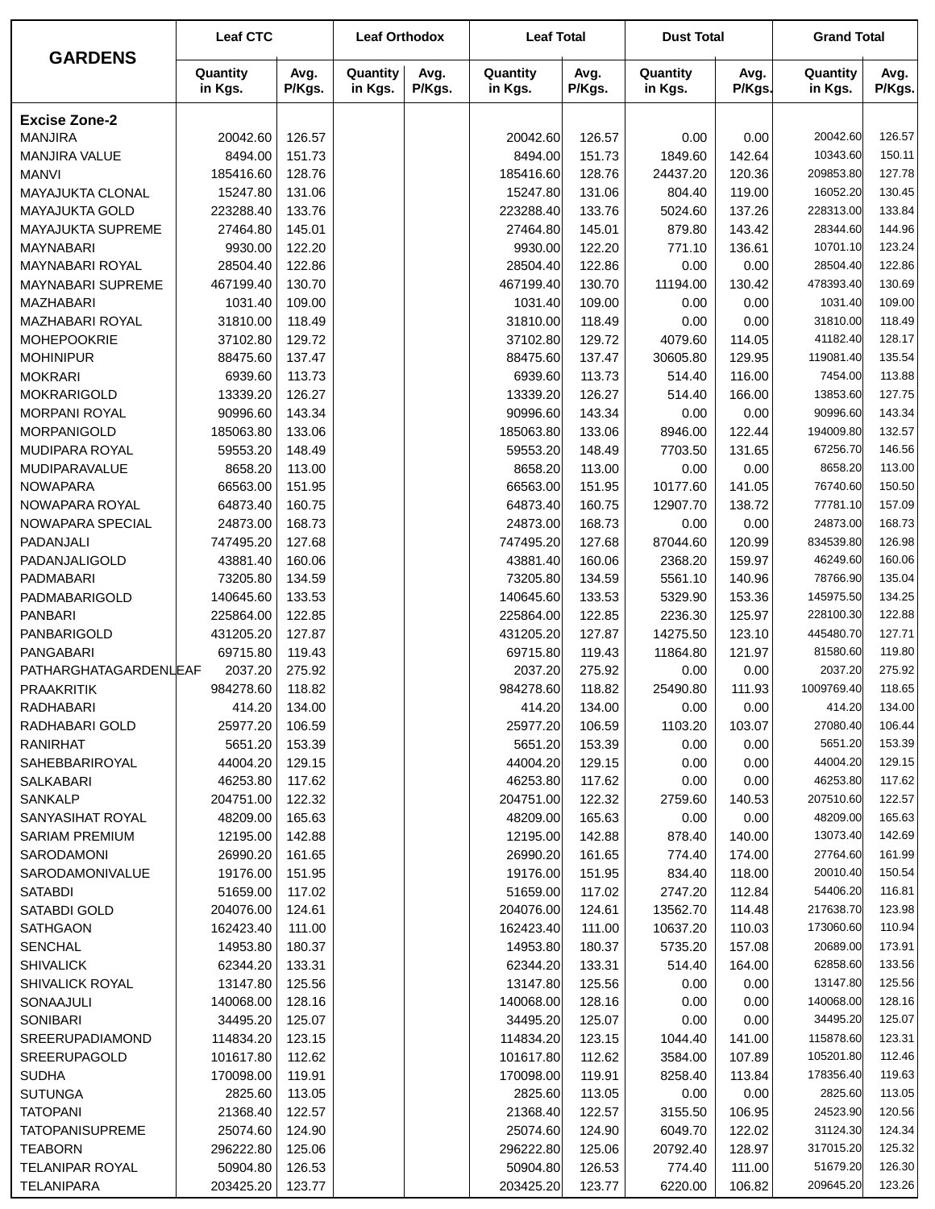| GARDENS | Leaf CTC | | Leaf Orthodox | | Leaf Total | | Dust Total | | Grand Total | |
|---|---|---|---|---|---|---|---|---|---|---|
| | Quantity in Kgs. | Avg. P/Kgs. | Quantity in Kgs. | Avg. P/Kgs. | Quantity in Kgs. | Avg. P/Kgs. | Quantity in Kgs. | Avg. P/Kgs. | Quantity in Kgs. | Avg. P/Kgs. |
| **Excise Zone-2** | | | | | | | | | | |
| MANJIRA | 20042.60 | 126.57 | | | 20042.60 | 126.57 | 0.00 | 0.00 | 20042.60 | 126.57 |
| MANJIRA VALUE | 8494.00 | 151.73 | | | 8494.00 | 151.73 | 1849.60 | 142.64 | 10343.60 | 150.11 |
| MANVI | 185416.60 | 128.76 | | | 185416.60 | 128.76 | 24437.20 | 120.36 | 209853.80 | 127.78 |
| MAYAJUKTA CLONAL | 15247.80 | 131.06 | | | 15247.80 | 131.06 | 804.40 | 119.00 | 16052.20 | 130.45 |
| MAYAJUKTA GOLD | 223288.40 | 133.76 | | | 223288.40 | 133.76 | 5024.60 | 137.26 | 228313.00 | 133.84 |
| MAYAJUKTA SUPREME | 27464.80 | 145.01 | | | 27464.80 | 145.01 | 879.80 | 143.42 | 28344.60 | 144.96 |
| MAYNABARI | 9930.00 | 122.20 | | | 9930.00 | 122.20 | 771.10 | 136.61 | 10701.10 | 123.24 |
| MAYNABARI ROYAL | 28504.40 | 122.86 | | | 28504.40 | 122.86 | 0.00 | 0.00 | 28504.40 | 122.86 |
| MAYNABARI SUPREME | 467199.40 | 130.70 | | | 467199.40 | 130.70 | 11194.00 | 130.42 | 478393.40 | 130.69 |
| MAZHABARI | 1031.40 | 109.00 | | | 1031.40 | 109.00 | 0.00 | 0.00 | 1031.40 | 109.00 |
| MAZHABARI ROYAL | 31810.00 | 118.49 | | | 31810.00 | 118.49 | 0.00 | 0.00 | 31810.00 | 118.49 |
| MOHEPOOKRIE | 37102.80 | 129.72 | | | 37102.80 | 129.72 | 4079.60 | 114.05 | 41182.40 | 128.17 |
| MOHINIPUR | 88475.60 | 137.47 | | | 88475.60 | 137.47 | 30605.80 | 129.95 | 119081.40 | 135.54 |
| MOKRARI | 6939.60 | 113.73 | | | 6939.60 | 113.73 | 514.40 | 116.00 | 7454.00 | 113.88 |
| MOKRARIGOLD | 13339.20 | 126.27 | | | 13339.20 | 126.27 | 514.40 | 166.00 | 13853.60 | 127.75 |
| MORPANI ROYAL | 90996.60 | 143.34 | | | 90996.60 | 143.34 | 0.00 | 0.00 | 90996.60 | 143.34 |
| MORPANIGOLD | 185063.80 | 133.06 | | | 185063.80 | 133.06 | 8946.00 | 122.44 | 194009.80 | 132.57 |
| MUDIPARA ROYAL | 59553.20 | 148.49 | | | 59553.20 | 148.49 | 7703.50 | 131.65 | 67256.70 | 146.56 |
| MUDIPARAVALUE | 8658.20 | 113.00 | | | 8658.20 | 113.00 | 0.00 | 0.00 | 8658.20 | 113.00 |
| NOWAPARA | 66563.00 | 151.95 | | | 66563.00 | 151.95 | 10177.60 | 141.05 | 76740.60 | 150.50 |
| NOWAPARA ROYAL | 64873.40 | 160.75 | | | 64873.40 | 160.75 | 12907.70 | 138.72 | 77781.10 | 157.09 |
| NOWAPARA SPECIAL | 24873.00 | 168.73 | | | 24873.00 | 168.73 | 0.00 | 0.00 | 24873.00 | 168.73 |
| PADANJALI | 747495.20 | 127.68 | | | 747495.20 | 127.68 | 87044.60 | 120.99 | 834539.80 | 126.98 |
| PADANJALIGOLD | 43881.40 | 160.06 | | | 43881.40 | 160.06 | 2368.20 | 159.97 | 46249.60 | 160.06 |
| PADMABARI | 73205.80 | 134.59 | | | 73205.80 | 134.59 | 5561.10 | 140.96 | 78766.90 | 135.04 |
| PADMABARIGOLD | 140645.60 | 133.53 | | | 140645.60 | 133.53 | 5329.90 | 153.36 | 145975.50 | 134.25 |
| PANBARI | 225864.00 | 122.85 | | | 225864.00 | 122.85 | 2236.30 | 125.97 | 228100.30 | 122.88 |
| PANBARIGOLD | 431205.20 | 127.87 | | | 431205.20 | 127.87 | 14275.50 | 123.10 | 445480.70 | 127.71 |
| PANGABARI | 69715.80 | 119.43 | | | 69715.80 | 119.43 | 11864.80 | 121.97 | 81580.60 | 119.80 |
| PATHARGHATAGARDENLEAF | 2037.20 | 275.92 | | | 2037.20 | 275.92 | 0.00 | 0.00 | 2037.20 | 275.92 |
| PRAAKRITIK | 984278.60 | 118.82 | | | 984278.60 | 118.82 | 25490.80 | 111.93 | 1009769.40 | 118.65 |
| RADHABARI | 414.20 | 134.00 | | | 414.20 | 134.00 | 0.00 | 0.00 | 414.20 | 134.00 |
| RADHABARI GOLD | 25977.20 | 106.59 | | | 25977.20 | 106.59 | 1103.20 | 103.07 | 27080.40 | 106.44 |
| RANIRHAT | 5651.20 | 153.39 | | | 5651.20 | 153.39 | 0.00 | 0.00 | 5651.20 | 153.39 |
| SAHEBBARIROYAL | 44004.20 | 129.15 | | | 44004.20 | 129.15 | 0.00 | 0.00 | 44004.20 | 129.15 |
| SALKABARI | 46253.80 | 117.62 | | | 46253.80 | 117.62 | 0.00 | 0.00 | 46253.80 | 117.62 |
| SANKALP | 204751.00 | 122.32 | | | 204751.00 | 122.32 | 2759.60 | 140.53 | 207510.60 | 122.57 |
| SANYASIHAT ROYAL | 48209.00 | 165.63 | | | 48209.00 | 165.63 | 0.00 | 0.00 | 48209.00 | 165.63 |
| SARIAM PREMIUM | 12195.00 | 142.88 | | | 12195.00 | 142.88 | 878.40 | 140.00 | 13073.40 | 142.69 |
| SARODAMONI | 26990.20 | 161.65 | | | 26990.20 | 161.65 | 774.40 | 174.00 | 27764.60 | 161.99 |
| SARODAMONIVALUE | 19176.00 | 151.95 | | | 19176.00 | 151.95 | 834.40 | 118.00 | 20010.40 | 150.54 |
| SATABDI | 51659.00 | 117.02 | | | 51659.00 | 117.02 | 2747.20 | 112.84 | 54406.20 | 116.81 |
| SATABDI GOLD | 204076.00 | 124.61 | | | 204076.00 | 124.61 | 13562.70 | 114.48 | 217638.70 | 123.98 |
| SATHGAON | 162423.40 | 111.00 | | | 162423.40 | 111.00 | 10637.20 | 110.03 | 173060.60 | 110.94 |
| SENCHAL | 14953.80 | 180.37 | | | 14953.80 | 180.37 | 5735.20 | 157.08 | 20689.00 | 173.91 |
| SHIVALICK | 62344.20 | 133.31 | | | 62344.20 | 133.31 | 514.40 | 164.00 | 62858.60 | 133.56 |
| SHIVALICK ROYAL | 13147.80 | 125.56 | | | 13147.80 | 125.56 | 0.00 | 0.00 | 13147.80 | 125.56 |
| SONAAJULI | 140068.00 | 128.16 | | | 140068.00 | 128.16 | 0.00 | 0.00 | 140068.00 | 128.16 |
| SONIBARI | 34495.20 | 125.07 | | | 34495.20 | 125.07 | 0.00 | 0.00 | 34495.20 | 125.07 |
| SREERUPADIAMOND | 114834.20 | 123.15 | | | 114834.20 | 123.15 | 1044.40 | 141.00 | 115878.60 | 123.31 |
| SREERUPAGOLD | 101617.80 | 112.62 | | | 101617.80 | 112.62 | 3584.00 | 107.89 | 105201.80 | 112.46 |
| SUDHA | 170098.00 | 119.91 | | | 170098.00 | 119.91 | 8258.40 | 113.84 | 178356.40 | 119.63 |
| SUTUNGA | 2825.60 | 113.05 | | | 2825.60 | 113.05 | 0.00 | 0.00 | 2825.60 | 113.05 |
| TATOPANI | 21368.40 | 122.57 | | | 21368.40 | 122.57 | 3155.50 | 106.95 | 24523.90 | 120.56 |
| TATOPANISUPREME | 25074.60 | 124.90 | | | 25074.60 | 124.90 | 6049.70 | 122.02 | 31124.30 | 124.34 |
| TEABORN | 296222.80 | 125.06 | | | 296222.80 | 125.06 | 20792.40 | 128.97 | 317015.20 | 125.32 |
| TELANIPAR ROYAL | 50904.80 | 126.53 | | | 50904.80 | 126.53 | 774.40 | 111.00 | 51679.20 | 126.30 |
| TELANIPARA | 203425.20 | 123.77 | | | 203425.20 | 123.77 | 6220.00 | 106.82 | 209645.20 | 123.26 |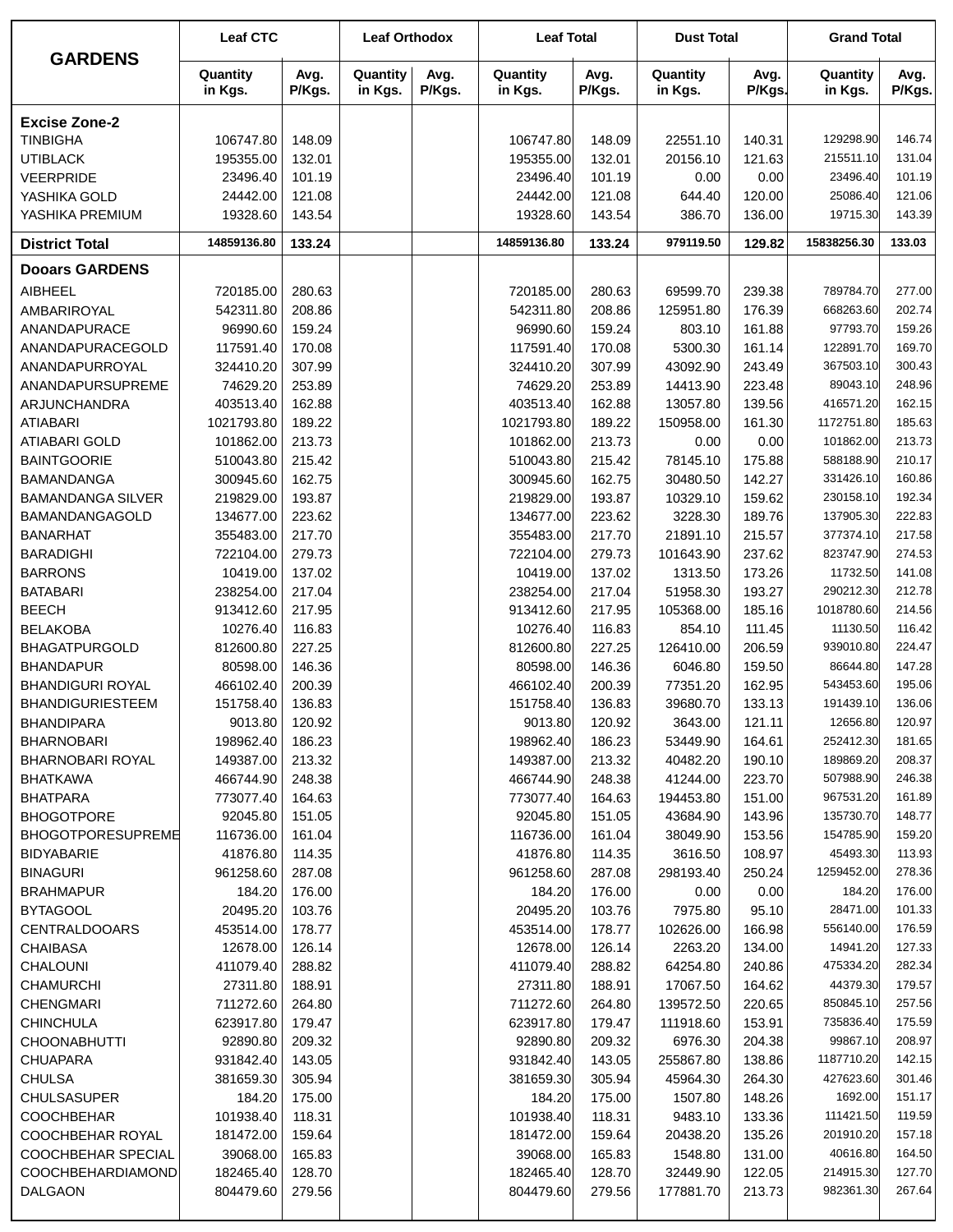| GARDENS | Leaf CTC | | Leaf Orthodox | | Leaf Total | | Dust Total | | Grand Total | |
|---|---|---|---|---|---|---|---|---|---|---|
| | Quantity in Kgs. | Avg. P/Kgs. | Quantity in Kgs. | Avg. P/Kgs. | Quantity in Kgs. | Avg. P/Kgs. | Quantity in Kgs. | Avg. P/Kgs. | Quantity in Kgs. | Avg. P/Kgs. |
| **Excise Zone-2** | | | | | | | | | | |
| TINBIGHA | 106747.80 | 148.09 | | | 106747.80 | 148.09 | 22551.10 | 140.31 | 129298.90 | 146.74 |
| UTIBLACK | 195355.00 | 132.01 | | | 195355.00 | 132.01 | 20156.10 | 121.63 | 215511.10 | 131.04 |
| VEERPRIDE | 23496.40 | 101.19 | | | 23496.40 | 101.19 | 0.00 | 0.00 | 23496.40 | 101.19 |
| YASHIKA GOLD | 24442.00 | 121.08 | | | 24442.00 | 121.08 | 644.40 | 120.00 | 25086.40 | 121.06 |
| YASHIKA PREMIUM | 19328.60 | 143.54 | | | 19328.60 | 143.54 | 386.70 | 136.00 | 19715.30 | 143.39 |
| **District Total** | **14859136.80** | **133.24** | | | **14859136.80** | **133.24** | **979119.50** | **129.82** | **15838256.30** | **133.03** |
| **Dooars GARDENS** | | | | | | | | | | |
| AIBHEEL | 720185.00 | 280.63 | | | 720185.00 | 280.63 | 69599.70 | 239.38 | 789784.70 | 277.00 |
| AMBARIROYAL | 542311.80 | 208.86 | | | 542311.80 | 208.86 | 125951.80 | 176.39 | 668263.60 | 202.74 |
| ANANDAPURACE | 96990.60 | 159.24 | | | 96990.60 | 159.24 | 803.10 | 161.88 | 97793.70 | 159.26 |
| ANANDAPURACEGOLD | 117591.40 | 170.08 | | | 117591.40 | 170.08 | 5300.30 | 161.14 | 122891.70 | 169.70 |
| ANANDAPURROYAL | 324410.20 | 307.99 | | | 324410.20 | 307.99 | 43092.90 | 243.49 | 367503.10 | 300.43 |
| ANANDAPURSUPREME | 74629.20 | 253.89 | | | 74629.20 | 253.89 | 14413.90 | 223.48 | 89043.10 | 248.96 |
| ARJUNCHANDRA | 403513.40 | 162.88 | | | 403513.40 | 162.88 | 13057.80 | 139.56 | 416571.20 | 162.15 |
| ATIABARI | 1021793.80 | 189.22 | | | 1021793.80 | 189.22 | 150958.00 | 161.30 | 1172751.80 | 185.63 |
| ATIABARI GOLD | 101862.00 | 213.73 | | | 101862.00 | 213.73 | 0.00 | 0.00 | 101862.00 | 213.73 |
| BAINTGOORIE | 510043.80 | 215.42 | | | 510043.80 | 215.42 | 78145.10 | 175.88 | 588188.90 | 210.17 |
| BAMANDANGA | 300945.60 | 162.75 | | | 300945.60 | 162.75 | 30480.50 | 142.27 | 331426.10 | 160.86 |
| BAMANDANGA SILVER | 219829.00 | 193.87 | | | 219829.00 | 193.87 | 10329.10 | 159.62 | 230158.10 | 192.34 |
| BAMANDANGAGOLD | 134677.00 | 223.62 | | | 134677.00 | 223.62 | 3228.30 | 189.76 | 137905.30 | 222.83 |
| BANARHAT | 355483.00 | 217.70 | | | 355483.00 | 217.70 | 21891.10 | 215.57 | 377374.10 | 217.58 |
| BARADIGHI | 722104.00 | 279.73 | | | 722104.00 | 279.73 | 101643.90 | 237.62 | 823747.90 | 274.53 |
| BARRONS | 10419.00 | 137.02 | | | 10419.00 | 137.02 | 1313.50 | 173.26 | 11732.50 | 141.08 |
| BATABARI | 238254.00 | 217.04 | | | 238254.00 | 217.04 | 51958.30 | 193.27 | 290212.30 | 212.78 |
| BEECH | 913412.60 | 217.95 | | | 913412.60 | 217.95 | 105368.00 | 185.16 | 1018780.60 | 214.56 |
| BELAKOBA | 10276.40 | 116.83 | | | 10276.40 | 116.83 | 854.10 | 111.45 | 11130.50 | 116.42 |
| BHAGATPURGOLD | 812600.80 | 227.25 | | | 812600.80 | 227.25 | 126410.00 | 206.59 | 939010.80 | 224.47 |
| BHANDAPUR | 80598.00 | 146.36 | | | 80598.00 | 146.36 | 6046.80 | 159.50 | 86644.80 | 147.28 |
| BHANDIGURI ROYAL | 466102.40 | 200.39 | | | 466102.40 | 200.39 | 77351.20 | 162.95 | 543453.60 | 195.06 |
| BHANDIGURIESTEEM | 151758.40 | 136.83 | | | 151758.40 | 136.83 | 39680.70 | 133.13 | 191439.10 | 136.06 |
| BHANDIPARA | 9013.80 | 120.92 | | | 9013.80 | 120.92 | 3643.00 | 121.11 | 12656.80 | 120.97 |
| BHARNOBARI | 198962.40 | 186.23 | | | 198962.40 | 186.23 | 53449.90 | 164.61 | 252412.30 | 181.65 |
| BHARNOBARI ROYAL | 149387.00 | 213.32 | | | 149387.00 | 213.32 | 40482.20 | 190.10 | 189869.20 | 208.37 |
| BHATKAWA | 466744.90 | 248.38 | | | 466744.90 | 248.38 | 41244.00 | 223.70 | 507988.90 | 246.38 |
| BHATPARA | 773077.40 | 164.63 | | | 773077.40 | 164.63 | 194453.80 | 151.00 | 967531.20 | 161.89 |
| BHOGOTPORE | 92045.80 | 151.05 | | | 92045.80 | 151.05 | 43684.90 | 143.96 | 135730.70 | 148.77 |
| BHOGOTPORESUPREME | 116736.00 | 161.04 | | | 116736.00 | 161.04 | 38049.90 | 153.56 | 154785.90 | 159.20 |
| BIDYABARIE | 41876.80 | 114.35 | | | 41876.80 | 114.35 | 3616.50 | 108.97 | 45493.30 | 113.93 |
| BINAGURI | 961258.60 | 287.08 | | | 961258.60 | 287.08 | 298193.40 | 250.24 | 1259452.00 | 278.36 |
| BRAHMAPUR | 184.20 | 176.00 | | | 184.20 | 176.00 | 0.00 | 0.00 | 184.20 | 176.00 |
| BYTAGOOL | 20495.20 | 103.76 | | | 20495.20 | 103.76 | 7975.80 | 95.10 | 28471.00 | 101.33 |
| CENTRALDOOARS | 453514.00 | 178.77 | | | 453514.00 | 178.77 | 102626.00 | 166.98 | 556140.00 | 176.59 |
| CHAIBASA | 12678.00 | 126.14 | | | 12678.00 | 126.14 | 2263.20 | 134.00 | 14941.20 | 127.33 |
| CHALOUNI | 411079.40 | 288.82 | | | 411079.40 | 288.82 | 64254.80 | 240.86 | 475334.20 | 282.34 |
| CHAMURCHI | 27311.80 | 188.91 | | | 27311.80 | 188.91 | 17067.50 | 164.62 | 44379.30 | 179.57 |
| CHENGMARI | 711272.60 | 264.80 | | | 711272.60 | 264.80 | 139572.50 | 220.65 | 850845.10 | 257.56 |
| CHINCHULA | 623917.80 | 179.47 | | | 623917.80 | 179.47 | 111918.60 | 153.91 | 735836.40 | 175.59 |
| CHOONABHUTTI | 92890.80 | 209.32 | | | 92890.80 | 209.32 | 6976.30 | 204.38 | 99867.10 | 208.97 |
| CHUAPARA | 931842.40 | 143.05 | | | 931842.40 | 143.05 | 255867.80 | 138.86 | 1187710.20 | 142.15 |
| CHULSA | 381659.30 | 305.94 | | | 381659.30 | 305.94 | 45964.30 | 264.30 | 427623.60 | 301.46 |
| CHULSASUPER | 184.20 | 175.00 | | | 184.20 | 175.00 | 1507.80 | 148.26 | 1692.00 | 151.17 |
| COOCHBEHAR | 101938.40 | 118.31 | | | 101938.40 | 118.31 | 9483.10 | 133.36 | 111421.50 | 119.59 |
| COOCHBEHAR ROYAL | 181472.00 | 159.64 | | | 181472.00 | 159.64 | 20438.20 | 135.26 | 201910.20 | 157.18 |
| COOCHBEHAR SPECIAL | 39068.00 | 165.83 | | | 39068.00 | 165.83 | 1548.80 | 131.00 | 40616.80 | 164.50 |
| COOCHBEHARDIAMOND | 182465.40 | 128.70 | | | 182465.40 | 128.70 | 32449.90 | 122.05 | 214915.30 | 127.70 |
| DALGAON | 804479.60 | 279.56 | | | 804479.60 | 279.56 | 177881.70 | 213.73 | 982361.30 | 267.64 |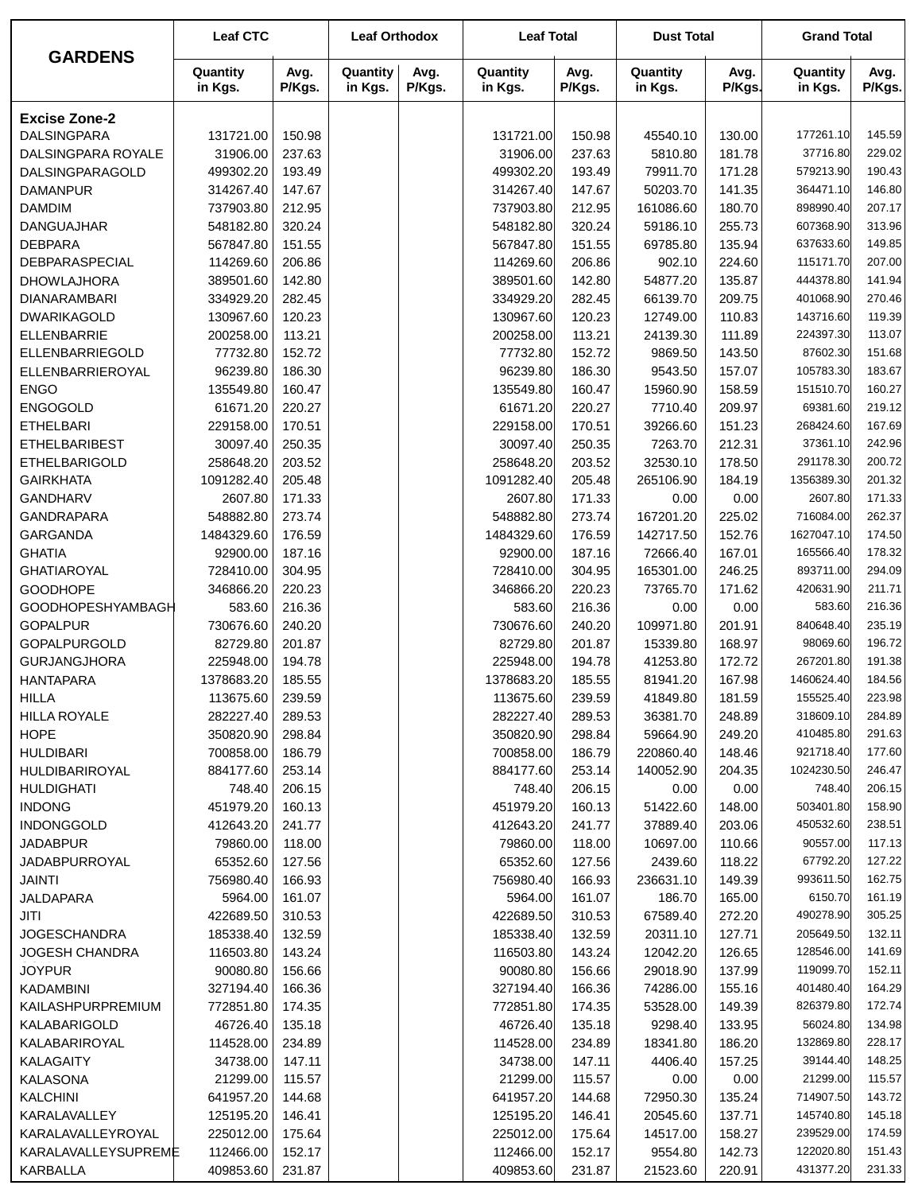| GARDENS | Leaf CTC | | Leaf Orthodox | | Leaf Total | | Dust Total | | Grand Total | |
|---|---|---|---|---|---|---|---|---|---|---|
| | Quantity in Kgs. | Avg. P/Kgs. | Quantity in Kgs. | Avg. P/Kgs. | Quantity in Kgs. | Avg. P/Kgs. | Quantity in Kgs. | Avg. P/Kgs. | Quantity in Kgs. | Avg. P/Kgs. |
| **Excise Zone-2** | | | | | | | | | | |
| DALSINGPARA | 131721.00 | 150.98 | | | 131721.00 | 150.98 | 45540.10 | 130.00 | 177261.10 | 145.59 |
| DALSINGPARA ROYALE | 31906.00 | 237.63 | | | 31906.00 | 237.63 | 5810.80 | 181.78 | 37716.80 | 229.02 |
| DALSINGPARAGOLD | 499302.20 | 193.49 | | | 499302.20 | 193.49 | 79911.70 | 171.28 | 579213.90 | 190.43 |
| DAMANPUR | 314267.40 | 147.67 | | | 314267.40 | 147.67 | 50203.70 | 141.35 | 364471.10 | 146.80 |
| DAMDIM | 737903.80 | 212.95 | | | 737903.80 | 212.95 | 161086.60 | 180.70 | 898990.40 | 207.17 |
| DANGUAJHAR | 548182.80 | 320.24 | | | 548182.80 | 320.24 | 59186.10 | 255.73 | 607368.90 | 313.96 |
| DEBPARA | 567847.80 | 151.55 | | | 567847.80 | 151.55 | 69785.80 | 135.94 | 637633.60 | 149.85 |
| DEBPARASPECIAL | 114269.60 | 206.86 | | | 114269.60 | 206.86 | 902.10 | 224.60 | 115171.70 | 207.00 |
| DHOWLAJHORA | 389501.60 | 142.80 | | | 389501.60 | 142.80 | 54877.20 | 135.87 | 444378.80 | 141.94 |
| DIANARAMBARI | 334929.20 | 282.45 | | | 334929.20 | 282.45 | 66139.70 | 209.75 | 401068.90 | 270.46 |
| DWARIKAGOLD | 130967.60 | 120.23 | | | 130967.60 | 120.23 | 12749.00 | 110.83 | 143716.60 | 119.39 |
| ELLENBARRIE | 200258.00 | 113.21 | | | 200258.00 | 113.21 | 24139.30 | 111.89 | 224397.30 | 113.07 |
| ELLENBARRIEGOLD | 77732.80 | 152.72 | | | 77732.80 | 152.72 | 9869.50 | 143.50 | 87602.30 | 151.68 |
| ELLENBARRIEROYAL | 96239.80 | 186.30 | | | 96239.80 | 186.30 | 9543.50 | 157.07 | 105783.30 | 183.67 |
| ENGO | 135549.80 | 160.47 | | | 135549.80 | 160.47 | 15960.90 | 158.59 | 151510.70 | 160.27 |
| ENGOGOLD | 61671.20 | 220.27 | | | 61671.20 | 220.27 | 7710.40 | 209.97 | 69381.60 | 219.12 |
| ETHELBARI | 229158.00 | 170.51 | | | 229158.00 | 170.51 | 39266.60 | 151.23 | 268424.60 | 167.69 |
| ETHELBARIBEST | 30097.40 | 250.35 | | | 30097.40 | 250.35 | 7263.70 | 212.31 | 37361.10 | 242.96 |
| ETHELBARIGOLD | 258648.20 | 203.52 | | | 258648.20 | 203.52 | 32530.10 | 178.50 | 291178.30 | 200.72 |
| GAIRKHATA | 1091282.40 | 205.48 | | | 1091282.40 | 205.48 | 265106.90 | 184.19 | 1356389.30 | 201.32 |
| GANDHARV | 2607.80 | 171.33 | | | 2607.80 | 171.33 | 0.00 | 0.00 | 2607.80 | 171.33 |
| GANDRAPARA | 548882.80 | 273.74 | | | 548882.80 | 273.74 | 167201.20 | 225.02 | 716084.00 | 262.37 |
| GARGANDA | 1484329.60 | 176.59 | | | 1484329.60 | 176.59 | 142717.50 | 152.76 | 1627047.10 | 174.50 |
| GHATIA | 92900.00 | 187.16 | | | 92900.00 | 187.16 | 72666.40 | 167.01 | 165566.40 | 178.32 |
| GHATIAROYAL | 728410.00 | 304.95 | | | 728410.00 | 304.95 | 165301.00 | 246.25 | 893711.00 | 294.09 |
| GOODHOPE | 346866.20 | 220.23 | | | 346866.20 | 220.23 | 73765.70 | 171.62 | 420631.90 | 211.71 |
| GOODHOPESHYAMBAGH | 583.60 | 216.36 | | | 583.60 | 216.36 | 0.00 | 0.00 | 583.60 | 216.36 |
| GOPALPUR | 730676.60 | 240.20 | | | 730676.60 | 240.20 | 109971.80 | 201.91 | 840648.40 | 235.19 |
| GOPALPURGOLD | 82729.80 | 201.87 | | | 82729.80 | 201.87 | 15339.80 | 168.97 | 98069.60 | 196.72 |
| GURJANGJHORA | 225948.00 | 194.78 | | | 225948.00 | 194.78 | 41253.80 | 172.72 | 267201.80 | 191.38 |
| HANTAPARA | 1378683.20 | 185.55 | | | 1378683.20 | 185.55 | 81941.20 | 167.98 | 1460624.40 | 184.56 |
| HILLA | 113675.60 | 239.59 | | | 113675.60 | 239.59 | 41849.80 | 181.59 | 155525.40 | 223.98 |
| HILLA ROYALE | 282227.40 | 289.53 | | | 282227.40 | 289.53 | 36381.70 | 248.89 | 318609.10 | 284.89 |
| HOPE | 350820.90 | 298.84 | | | 350820.90 | 298.84 | 59664.90 | 249.20 | 410485.80 | 291.63 |
| HULDIBARI | 700858.00 | 186.79 | | | 700858.00 | 186.79 | 220860.40 | 148.46 | 921718.40 | 177.60 |
| HULDIBARIROYAL | 884177.60 | 253.14 | | | 884177.60 | 253.14 | 140052.90 | 204.35 | 1024230.50 | 246.47 |
| HULDIGHATI | 748.40 | 206.15 | | | 748.40 | 206.15 | 0.00 | 0.00 | 748.40 | 206.15 |
| INDONG | 451979.20 | 160.13 | | | 451979.20 | 160.13 | 51422.60 | 148.00 | 503401.80 | 158.90 |
| INDONGGOLD | 412643.20 | 241.77 | | | 412643.20 | 241.77 | 37889.40 | 203.06 | 450532.60 | 238.51 |
| JADABPUR | 79860.00 | 118.00 | | | 79860.00 | 118.00 | 10697.00 | 110.66 | 90557.00 | 117.13 |
| JADABPURROYAL | 65352.60 | 127.56 | | | 65352.60 | 127.56 | 2439.60 | 118.22 | 67792.20 | 127.22 |
| JAINTI | 756980.40 | 166.93 | | | 756980.40 | 166.93 | 236631.10 | 149.39 | 993611.50 | 162.75 |
| JALDAPARA | 5964.00 | 161.07 | | | 5964.00 | 161.07 | 186.70 | 165.00 | 6150.70 | 161.19 |
| JITI | 422689.50 | 310.53 | | | 422689.50 | 310.53 | 67589.40 | 272.20 | 490278.90 | 305.25 |
| JOGESCHANDRA | 185338.40 | 132.59 | | | 185338.40 | 132.59 | 20311.10 | 127.71 | 205649.50 | 132.11 |
| JOGESH CHANDRA | 116503.80 | 143.24 | | | 116503.80 | 143.24 | 12042.20 | 126.65 | 128546.00 | 141.69 |
| JOYPUR | 90080.80 | 156.66 | | | 90080.80 | 156.66 | 29018.90 | 137.99 | 119099.70 | 152.11 |
| KADAMBINI | 327194.40 | 166.36 | | | 327194.40 | 166.36 | 74286.00 | 155.16 | 401480.40 | 164.29 |
| KAILASHPURPREMIUM | 772851.80 | 174.35 | | | 772851.80 | 174.35 | 53528.00 | 149.39 | 826379.80 | 172.74 |
| KALABARIGOLD | 46726.40 | 135.18 | | | 46726.40 | 135.18 | 9298.40 | 133.95 | 56024.80 | 134.98 |
| KALABARIROYAL | 114528.00 | 234.89 | | | 114528.00 | 234.89 | 18341.80 | 186.20 | 132869.80 | 228.17 |
| KALAGAITY | 34738.00 | 147.11 | | | 34738.00 | 147.11 | 4406.40 | 157.25 | 39144.40 | 148.25 |
| KALASONA | 21299.00 | 115.57 | | | 21299.00 | 115.57 | 0.00 | 0.00 | 21299.00 | 115.57 |
| KALCHINI | 641957.20 | 144.68 | | | 641957.20 | 144.68 | 72950.30 | 135.24 | 714907.50 | 143.72 |
| KARALAVALLEY | 125195.20 | 146.41 | | | 125195.20 | 146.41 | 20545.60 | 137.71 | 145740.80 | 145.18 |
| KARALAVALLEYROYAL | 225012.00 | 175.64 | | | 225012.00 | 175.64 | 14517.00 | 158.27 | 239529.00 | 174.59 |
| KARALAVALLEYSUPREME | 112466.00 | 152.17 | | | 112466.00 | 152.17 | 9554.80 | 142.73 | 122020.80 | 151.43 |
| KARBALLA | 409853.60 | 231.87 | | | 409853.60 | 231.87 | 21523.60 | 220.91 | 431377.20 | 231.33 |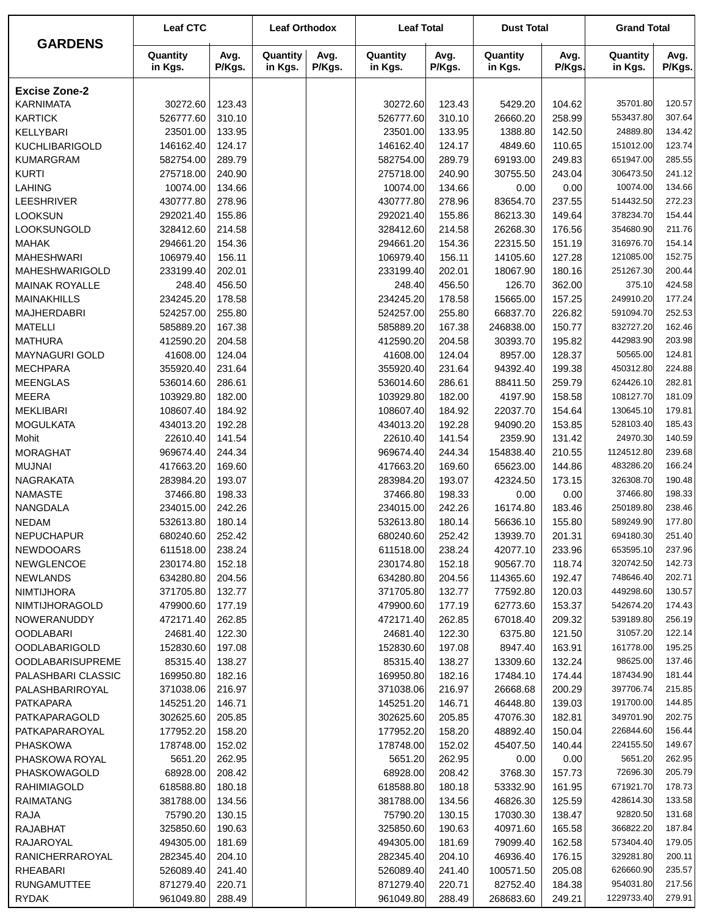| GARDENS | Leaf CTC | | Leaf Orthodox | | Leaf Total | | Dust Total | | Grand Total | |
|---|---|---|---|---|---|---|---|---|---|---|
| | Quantity in Kgs. | Avg. P/Kgs. | Quantity in Kgs. | Avg. P/Kgs. | Quantity in Kgs. | Avg. P/Kgs. | Quantity in Kgs. | Avg. P/Kgs. | Quantity in Kgs. | Avg. P/Kgs. |
| **Excise Zone-2** | | | | | | | | | | |
| KARNIMATA | 30272.60 | 123.43 | | | 30272.60 | 123.43 | 5429.20 | 104.62 | 35701.80 | 120.57 |
| KARTICK | 526777.60 | 310.10 | | | 526777.60 | 310.10 | 26660.20 | 258.99 | 553437.80 | 307.64 |
| KELLYBARI | 23501.00 | 133.95 | | | 23501.00 | 133.95 | 1388.80 | 142.50 | 24889.80 | 134.42 |
| KUCHLIBARIGOLD | 146162.40 | 124.17 | | | 146162.40 | 124.17 | 4849.60 | 110.65 | 151012.00 | 123.74 |
| KUMARGRAM | 582754.00 | 289.79 | | | 582754.00 | 289.79 | 69193.00 | 249.83 | 651947.00 | 285.55 |
| KURTI | 275718.00 | 240.90 | | | 275718.00 | 240.90 | 30755.50 | 243.04 | 306473.50 | 241.12 |
| LAHING | 10074.00 | 134.66 | | | 10074.00 | 134.66 | 0.00 | 0.00 | 10074.00 | 134.66 |
| LEESHRIVER | 430777.80 | 278.96 | | | 430777.80 | 278.96 | 83654.70 | 237.55 | 514432.50 | 272.23 |
| LOOKSUN | 292021.40 | 155.86 | | | 292021.40 | 155.86 | 86213.30 | 149.64 | 378234.70 | 154.44 |
| LOOKSUNGOLD | 328412.60 | 214.58 | | | 328412.60 | 214.58 | 26268.30 | 176.56 | 354680.90 | 211.76 |
| MAHAK | 294661.20 | 154.36 | | | 294661.20 | 154.36 | 22315.50 | 151.19 | 316976.70 | 154.14 |
| MAHESHWARI | 106979.40 | 156.11 | | | 106979.40 | 156.11 | 14105.60 | 127.28 | 121085.00 | 152.75 |
| MAHESHWARIGOLD | 233199.40 | 202.01 | | | 233199.40 | 202.01 | 18067.90 | 180.16 | 251267.30 | 200.44 |
| MAINAK ROYALLE | 248.40 | 456.50 | | | 248.40 | 456.50 | 126.70 | 362.00 | 375.10 | 424.58 |
| MAINAKHILLS | 234245.20 | 178.58 | | | 234245.20 | 178.58 | 15665.00 | 157.25 | 249910.20 | 177.24 |
| MAJHERDABRI | 524257.00 | 255.80 | | | 524257.00 | 255.80 | 66837.70 | 226.82 | 591094.70 | 252.53 |
| MATELLI | 585889.20 | 167.38 | | | 585889.20 | 167.38 | 246838.00 | 150.77 | 832727.20 | 162.46 |
| MATHURA | 412590.20 | 204.58 | | | 412590.20 | 204.58 | 30393.70 | 195.82 | 442983.90 | 203.98 |
| MAYNAGURI GOLD | 41608.00 | 124.04 | | | 41608.00 | 124.04 | 8957.00 | 128.37 | 50565.00 | 124.81 |
| MECHPARA | 355920.40 | 231.64 | | | 355920.40 | 231.64 | 94392.40 | 199.38 | 450312.80 | 224.88 |
| MEENGLAS | 536014.60 | 286.61 | | | 536014.60 | 286.61 | 88411.50 | 259.79 | 624426.10 | 282.81 |
| MEERA | 103929.80 | 182.00 | | | 103929.80 | 182.00 | 4197.90 | 158.58 | 108127.70 | 181.09 |
| MEKLIBARI | 108607.40 | 184.92 | | | 108607.40 | 184.92 | 22037.70 | 154.64 | 130645.10 | 179.81 |
| MOGULKATA | 434013.20 | 192.28 | | | 434013.20 | 192.28 | 94090.20 | 153.85 | 528103.40 | 185.43 |
| Mohit | 22610.40 | 141.54 | | | 22610.40 | 141.54 | 2359.90 | 131.42 | 24970.30 | 140.59 |
| MORAGHAT | 969674.40 | 244.34 | | | 969674.40 | 244.34 | 154838.40 | 210.55 | 1124512.80 | 239.68 |
| MUJNAI | 417663.20 | 169.60 | | | 417663.20 | 169.60 | 65623.00 | 144.86 | 483286.20 | 166.24 |
| NAGRAKATA | 283984.20 | 193.07 | | | 283984.20 | 193.07 | 42324.50 | 173.15 | 326308.70 | 190.48 |
| NAMASTE | 37466.80 | 198.33 | | | 37466.80 | 198.33 | 0.00 | 0.00 | 37466.80 | 198.33 |
| NANGDALA | 234015.00 | 242.26 | | | 234015.00 | 242.26 | 16174.80 | 183.46 | 250189.80 | 238.46 |
| NEDAM | 532613.80 | 180.14 | | | 532613.80 | 180.14 | 56636.10 | 155.80 | 589249.90 | 177.80 |
| NEPUCHAPUR | 680240.60 | 252.42 | | | 680240.60 | 252.42 | 13939.70 | 201.31 | 694180.30 | 251.40 |
| NEWDOOARS | 611518.00 | 238.24 | | | 611518.00 | 238.24 | 42077.10 | 233.96 | 653595.10 | 237.96 |
| NEWGLENCOE | 230174.80 | 152.18 | | | 230174.80 | 152.18 | 90567.70 | 118.74 | 320742.50 | 142.73 |
| NEWLANDS | 634280.80 | 204.56 | | | 634280.80 | 204.56 | 114365.60 | 192.47 | 748646.40 | 202.71 |
| NIMTIJHORA | 371705.80 | 132.77 | | | 371705.80 | 132.77 | 77592.80 | 120.03 | 449298.60 | 130.57 |
| NIMTIJHORAGOLD | 479900.60 | 177.19 | | | 479900.60 | 177.19 | 62773.60 | 153.37 | 542674.20 | 174.43 |
| NOWERANUDDY | 472171.40 | 262.85 | | | 472171.40 | 262.85 | 67018.40 | 209.32 | 539189.80 | 256.19 |
| OODLABARI | 24681.40 | 122.30 | | | 24681.40 | 122.30 | 6375.80 | 121.50 | 31057.20 | 122.14 |
| OODLABARIGOLD | 152830.60 | 197.08 | | | 152830.60 | 197.08 | 8947.40 | 163.91 | 161778.00 | 195.25 |
| OODLABARISUPREME | 85315.40 | 138.27 | | | 85315.40 | 138.27 | 13309.60 | 132.24 | 98625.00 | 137.46 |
| PALASHBARI CLASSIC | 169950.80 | 182.16 | | | 169950.80 | 182.16 | 17484.10 | 174.44 | 187434.90 | 181.44 |
| PALASHBARIROYAL | 371038.06 | 216.97 | | | 371038.06 | 216.97 | 26668.68 | 200.29 | 397706.74 | 215.85 |
| PATKAPARA | 145251.20 | 146.71 | | | 145251.20 | 146.71 | 46448.80 | 139.03 | 191700.00 | 144.85 |
| PATKAPARAGOLD | 302625.60 | 205.85 | | | 302625.60 | 205.85 | 47076.30 | 182.81 | 349701.90 | 202.75 |
| PATKAPARAROYAL | 177952.20 | 158.20 | | | 177952.20 | 158.20 | 48892.40 | 150.04 | 226844.60 | 156.44 |
| PHASKOWA | 178748.00 | 152.02 | | | 178748.00 | 152.02 | 45407.50 | 140.44 | 224155.50 | 149.67 |
| PHASKOWA ROYAL | 5651.20 | 262.95 | | | 5651.20 | 262.95 | 0.00 | 0.00 | 5651.20 | 262.95 |
| PHASKOWAGOLD | 68928.00 | 208.42 | | | 68928.00 | 208.42 | 3768.30 | 157.73 | 72696.30 | 205.79 |
| RAHIMIAGOLD | 618588.80 | 180.18 | | | 618588.80 | 180.18 | 53332.90 | 161.95 | 671921.70 | 178.73 |
| RAIMATANG | 381788.00 | 134.56 | | | 381788.00 | 134.56 | 46826.30 | 125.59 | 428614.30 | 133.58 |
| RAJA | 75790.20 | 130.15 | | | 75790.20 | 130.15 | 17030.30 | 138.47 | 92820.50 | 131.68 |
| RAJABHAT | 325850.60 | 190.63 | | | 325850.60 | 190.63 | 40971.60 | 165.58 | 366822.20 | 187.84 |
| RAJAROYAL | 494305.00 | 181.69 | | | 494305.00 | 181.69 | 79099.40 | 162.58 | 573404.40 | 179.05 |
| RANICHERRAROYAL | 282345.40 | 204.10 | | | 282345.40 | 204.10 | 46936.40 | 176.15 | 329281.80 | 200.11 |
| RHEABARI | 526089.40 | 241.40 | | | 526089.40 | 241.40 | 100571.50 | 205.08 | 626660.90 | 235.57 |
| RUNGAMUTTEE | 871279.40 | 220.71 | | | 871279.40 | 220.71 | 82752.40 | 184.38 | 954031.80 | 217.56 |
| RYDAK | 961049.80 | 288.49 | | | 961049.80 | 288.49 | 268683.60 | 249.21 | 1229733.40 | 279.91 |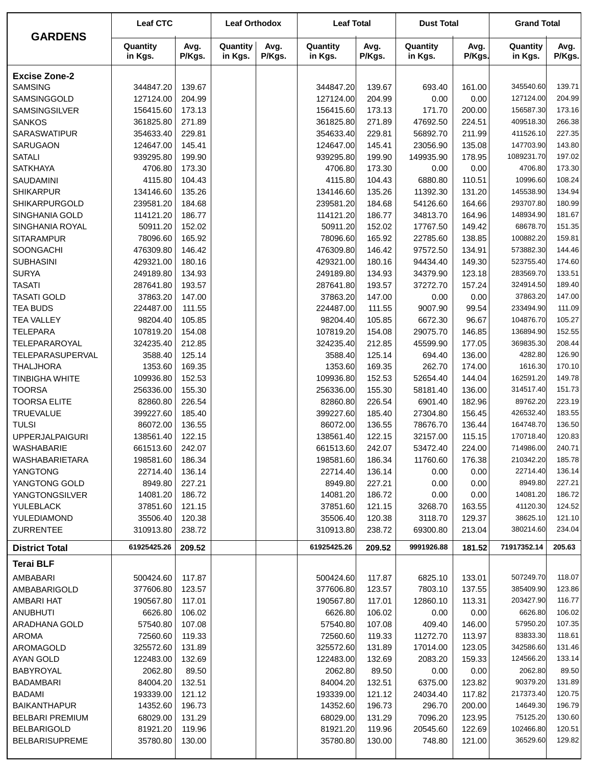| GARDENS | Leaf CTC | | Leaf Orthodox | | Leaf Total | | Dust Total | | Grand Total | |
|---|---|---|---|---|---|---|---|---|---|---|
| | Quantity in Kgs. | Avg. P/Kgs. | Quantity in Kgs. | Avg. P/Kgs. | Quantity in Kgs. | Avg. P/Kgs. | Quantity in Kgs. | Avg. P/Kgs. | Quantity in Kgs. | Avg. P/Kgs. |
| **Excise Zone-2** | | | | | | | | | | |
| SAMSING | 344847.20 | 139.67 | | | 344847.20 | 139.67 | 693.40 | 161.00 | 345540.60 | 139.71 |
| SAMSINGGOLD | 127124.00 | 204.99 | | | 127124.00 | 204.99 | 0.00 | 0.00 | 127124.00 | 204.99 |
| SAMSINGSILVER | 156415.60 | 173.13 | | | 156415.60 | 173.13 | 171.70 | 200.00 | 156587.30 | 173.16 |
| SANKOS | 361825.80 | 271.89 | | | 361825.80 | 271.89 | 47692.50 | 224.51 | 409518.30 | 266.38 |
| SARASWATIPUR | 354633.40 | 229.81 | | | 354633.40 | 229.81 | 56892.70 | 211.99 | 411526.10 | 227.35 |
| SARUGAON | 124647.00 | 145.41 | | | 124647.00 | 145.41 | 23056.90 | 135.08 | 147703.90 | 143.80 |
| SATALI | 939295.80 | 199.90 | | | 939295.80 | 199.90 | 149935.90 | 178.95 | 1089231.70 | 197.02 |
| SATKHAYA | 4706.80 | 173.30 | | | 4706.80 | 173.30 | 0.00 | 0.00 | 4706.80 | 173.30 |
| SAUDAMINI | 4115.80 | 104.43 | | | 4115.80 | 104.43 | 6880.80 | 110.51 | 10996.60 | 108.24 |
| SHIKARPUR | 134146.60 | 135.26 | | | 134146.60 | 135.26 | 11392.30 | 131.20 | 145538.90 | 134.94 |
| SHIKARPURGOLD | 239581.20 | 184.68 | | | 239581.20 | 184.68 | 54126.60 | 164.66 | 293707.80 | 180.99 |
| SINGHANIA GOLD | 114121.20 | 186.77 | | | 114121.20 | 186.77 | 34813.70 | 164.96 | 148934.90 | 181.67 |
| SINGHANIA ROYAL | 50911.20 | 152.02 | | | 50911.20 | 152.02 | 17767.50 | 149.42 | 68678.70 | 151.35 |
| SITARAMPUR | 78096.60 | 165.92 | | | 78096.60 | 165.92 | 22785.60 | 138.85 | 100882.20 | 159.81 |
| SOONGACHI | 476309.80 | 146.42 | | | 476309.80 | 146.42 | 97572.50 | 134.91 | 573882.30 | 144.46 |
| SUBHASINI | 429321.00 | 180.16 | | | 429321.00 | 180.16 | 94434.40 | 149.30 | 523755.40 | 174.60 |
| SURYA | 249189.80 | 134.93 | | | 249189.80 | 134.93 | 34379.90 | 123.18 | 283569.70 | 133.51 |
| TASATI | 287641.80 | 193.57 | | | 287641.80 | 193.57 | 37272.70 | 157.24 | 324914.50 | 189.40 |
| TASATI GOLD | 37863.20 | 147.00 | | | 37863.20 | 147.00 | 0.00 | 0.00 | 37863.20 | 147.00 |
| TEA BUDS | 224487.00 | 111.55 | | | 224487.00 | 111.55 | 9007.90 | 99.54 | 233494.90 | 111.09 |
| TEA VALLEY | 98204.40 | 105.85 | | | 98204.40 | 105.85 | 6672.30 | 96.67 | 104876.70 | 105.27 |
| TELEPARA | 107819.20 | 154.08 | | | 107819.20 | 154.08 | 29075.70 | 146.85 | 136894.90 | 152.55 |
| TELEPARAROYAL | 324235.40 | 212.85 | | | 324235.40 | 212.85 | 45599.90 | 177.05 | 369835.30 | 208.44 |
| TELEPARASUPERVAL | 3588.40 | 125.14 | | | 3588.40 | 125.14 | 694.40 | 136.00 | 4282.80 | 126.90 |
| THALJHORA | 1353.60 | 169.35 | | | 1353.60 | 169.35 | 262.70 | 174.00 | 1616.30 | 170.10 |
| TINBIGHA WHITE | 109936.80 | 152.53 | | | 109936.80 | 152.53 | 52654.40 | 144.04 | 162591.20 | 149.78 |
| TOORSA | 256336.00 | 155.30 | | | 256336.00 | 155.30 | 58181.40 | 136.00 | 314517.40 | 151.73 |
| TOORSA ELITE | 82860.80 | 226.54 | | | 82860.80 | 226.54 | 6901.40 | 182.96 | 89762.20 | 223.19 |
| TRUEVALUE | 399227.60 | 185.40 | | | 399227.60 | 185.40 | 27304.80 | 156.45 | 426532.40 | 183.55 |
| TULSI | 86072.00 | 136.55 | | | 86072.00 | 136.55 | 78676.70 | 136.44 | 164748.70 | 136.50 |
| UPPERJALPAIGURI | 138561.40 | 122.15 | | | 138561.40 | 122.15 | 32157.00 | 115.15 | 170718.40 | 120.83 |
| WASHABARIE | 661513.60 | 242.07 | | | 661513.60 | 242.07 | 53472.40 | 224.00 | 714986.00 | 240.71 |
| WASHABARIETARA | 198581.60 | 186.34 | | | 198581.60 | 186.34 | 11760.60 | 176.38 | 210342.20 | 185.78 |
| YANGTONG | 22714.40 | 136.14 | | | 22714.40 | 136.14 | 0.00 | 0.00 | 22714.40 | 136.14 |
| YANGTONG GOLD | 8949.80 | 227.21 | | | 8949.80 | 227.21 | 0.00 | 0.00 | 8949.80 | 227.21 |
| YANGTONGSILVER | 14081.20 | 186.72 | | | 14081.20 | 186.72 | 0.00 | 0.00 | 14081.20 | 186.72 |
| YULEBLACK | 37851.60 | 121.15 | | | 37851.60 | 121.15 | 3268.70 | 163.55 | 41120.30 | 124.52 |
| YULEDIAMOND | 35506.40 | 120.38 | | | 35506.40 | 120.38 | 3118.70 | 129.37 | 38625.10 | 121.10 |
| ZURRENTEE | 310913.80 | 238.72 | | | 310913.80 | 238.72 | 69300.80 | 213.04 | 380214.60 | 234.04 |
| **District Total** | **61925425.26** | **209.52** | | | **61925425.26** | **209.52** | **9991926.88** | **181.52** | **71917352.14** | **205.63** |
| **Terai BLF** | | | | | | | | | | |
| AMBABARI | 500424.60 | 117.87 | | | 500424.60 | 117.87 | 6825.10 | 133.01 | 507249.70 | 118.07 |
| AMBABARIGOLD | 377606.80 | 123.57 | | | 377606.80 | 123.57 | 7803.10 | 137.55 | 385409.90 | 123.86 |
| AMBARI HAT | 190567.80 | 117.01 | | | 190567.80 | 117.01 | 12860.10 | 113.31 | 203427.90 | 116.77 |
| ANUBHUTI | 6626.80 | 106.02 | | | 6626.80 | 106.02 | 0.00 | 0.00 | 6626.80 | 106.02 |
| ARADHANA GOLD | 57540.80 | 107.08 | | | 57540.80 | 107.08 | 409.40 | 146.00 | 57950.20 | 107.35 |
| AROMA | 72560.60 | 119.33 | | | 72560.60 | 119.33 | 11272.70 | 113.97 | 83833.30 | 118.61 |
| AROMAGOLD | 325572.60 | 131.89 | | | 325572.60 | 131.89 | 17014.00 | 123.05 | 342586.60 | 131.46 |
| AYAN GOLD | 122483.00 | 132.69 | | | 122483.00 | 132.69 | 2083.20 | 159.33 | 124566.20 | 133.14 |
| BABYROYAL | 2062.80 | 89.50 | | | 2062.80 | 89.50 | 0.00 | 0.00 | 2062.80 | 89.50 |
| BADAMBARI | 84004.20 | 132.51 | | | 84004.20 | 132.51 | 6375.00 | 123.82 | 90379.20 | 131.89 |
| BADAMI | 193339.00 | 121.12 | | | 193339.00 | 121.12 | 24034.40 | 117.82 | 217373.40 | 120.75 |
| BAIKANTHAPUR | 14352.60 | 196.73 | | | 14352.60 | 196.73 | 296.70 | 200.00 | 14649.30 | 196.79 |
| BELBARI PREMIUM | 68029.00 | 131.29 | | | 68029.00 | 131.29 | 7096.20 | 123.95 | 75125.20 | 130.60 |
| BELBARIGOLD | 81921.20 | 119.96 | | | 81921.20 | 119.96 | 20545.60 | 122.69 | 102466.80 | 120.51 |
| BELBARISUPREME | 35780.80 | 130.00 | | | 35780.80 | 130.00 | 748.80 | 121.00 | 36529.60 | 129.82 |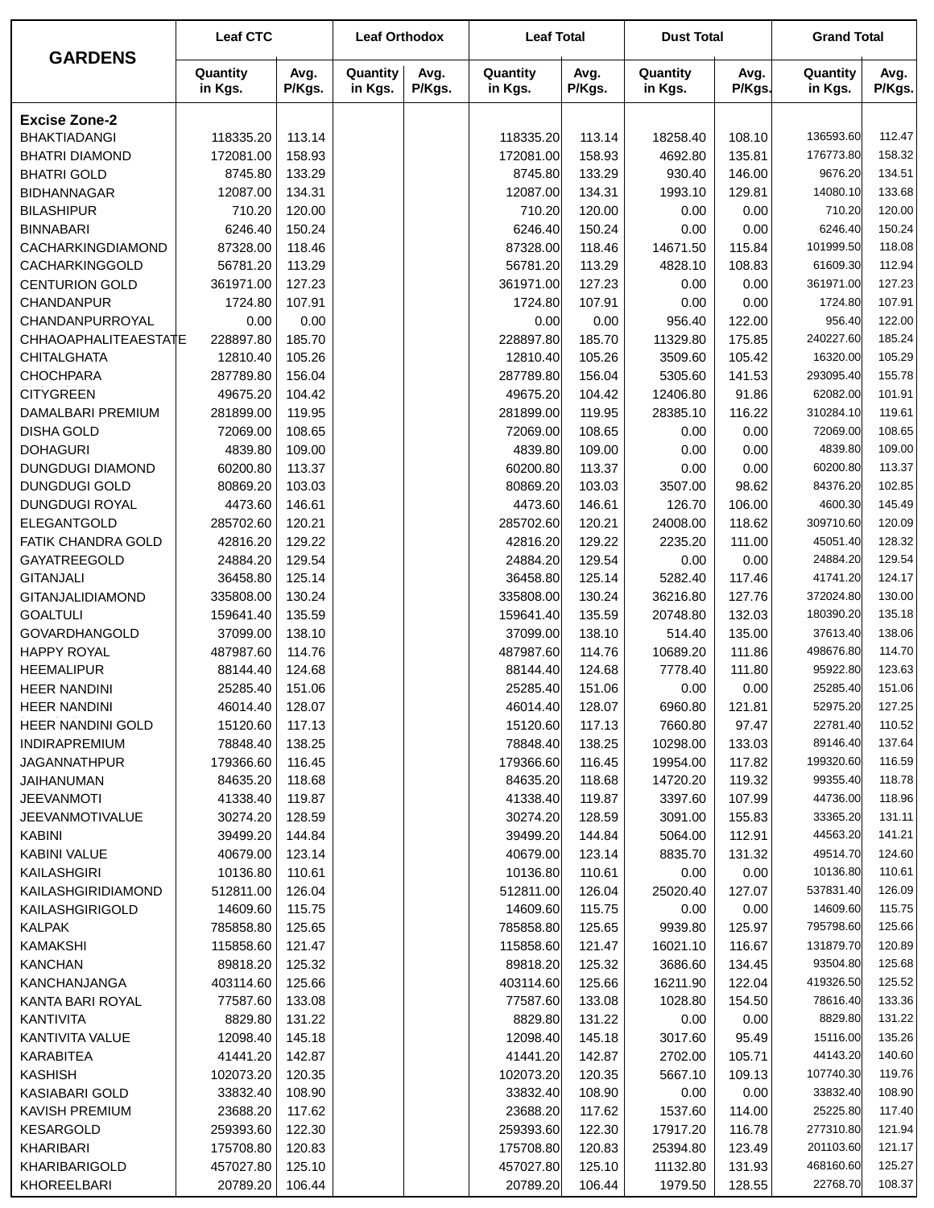| GARDENS | Leaf CTC | | Leaf Orthodox | | Leaf Total | | Dust Total | | Grand Total | |
|---|---|---|---|---|---|---|---|---|---|---|
| | Quantity in Kgs. | Avg. P/Kgs. | Quantity in Kgs. | Avg. P/Kgs. | Quantity in Kgs. | Avg. P/Kgs. | Quantity in Kgs. | Avg. P/Kgs. | Quantity in Kgs. | Avg. P/Kgs. |
| **Excise Zone-2** | | | | | | | | | | |
| BHAKTIADANGI | 118335.20 | 113.14 | | | 118335.20 | 113.14 | 18258.40 | 108.10 | 136593.60 | 112.47 |
| BHATRI DIAMOND | 172081.00 | 158.93 | | | 172081.00 | 158.93 | 4692.80 | 135.81 | 176773.80 | 158.32 |
| BHATRI GOLD | 8745.80 | 133.29 | | | 8745.80 | 133.29 | 930.40 | 146.00 | 9676.20 | 134.51 |
| BIDHANNAGAR | 12087.00 | 134.31 | | | 12087.00 | 134.31 | 1993.10 | 129.81 | 14080.10 | 133.68 |
| BILASHIPUR | 710.20 | 120.00 | | | 710.20 | 120.00 | 0.00 | 0.00 | 710.20 | 120.00 |
| BINNABARI | 6246.40 | 150.24 | | | 6246.40 | 150.24 | 0.00 | 0.00 | 6246.40 | 150.24 |
| CACHARKINGDIAMOND | 87328.00 | 118.46 | | | 87328.00 | 118.46 | 14671.50 | 115.84 | 101999.50 | 118.08 |
| CACHARKINGGOLD | 56781.20 | 113.29 | | | 56781.20 | 113.29 | 4828.10 | 108.83 | 61609.30 | 112.94 |
| CENTURION GOLD | 361971.00 | 127.23 | | | 361971.00 | 127.23 | 0.00 | 0.00 | 361971.00 | 127.23 |
| CHANDANPUR | 1724.80 | 107.91 | | | 1724.80 | 107.91 | 0.00 | 0.00 | 1724.80 | 107.91 |
| CHANDANPURROYAL | 0.00 | 0.00 | | | 0.00 | 0.00 | 956.40 | 122.00 | 956.40 | 122.00 |
| CHHAOAPHALITEAESTATE | 228897.80 | 185.70 | | | 228897.80 | 185.70 | 11329.80 | 175.85 | 240227.60 | 185.24 |
| CHITALGHATA | 12810.40 | 105.26 | | | 12810.40 | 105.26 | 3509.60 | 105.42 | 16320.00 | 105.29 |
| CHOCHPARA | 287789.80 | 156.04 | | | 287789.80 | 156.04 | 5305.60 | 141.53 | 293095.40 | 155.78 |
| CITYGREEN | 49675.20 | 104.42 | | | 49675.20 | 104.42 | 12406.80 | 91.86 | 62082.00 | 101.91 |
| DAMALBARI PREMIUM | 281899.00 | 119.95 | | | 281899.00 | 119.95 | 28385.10 | 116.22 | 310284.10 | 119.61 |
| DISHA GOLD | 72069.00 | 108.65 | | | 72069.00 | 108.65 | 0.00 | 0.00 | 72069.00 | 108.65 |
| DOHAGURI | 4839.80 | 109.00 | | | 4839.80 | 109.00 | 0.00 | 0.00 | 4839.80 | 109.00 |
| DUNGDUGI DIAMOND | 60200.80 | 113.37 | | | 60200.80 | 113.37 | 0.00 | 0.00 | 60200.80 | 113.37 |
| DUNGDUGI GOLD | 80869.20 | 103.03 | | | 80869.20 | 103.03 | 3507.00 | 98.62 | 84376.20 | 102.85 |
| DUNGDUGI ROYAL | 4473.60 | 146.61 | | | 4473.60 | 146.61 | 126.70 | 106.00 | 4600.30 | 145.49 |
| ELEGANTGOLD | 285702.60 | 120.21 | | | 285702.60 | 120.21 | 24008.00 | 118.62 | 309710.60 | 120.09 |
| FATIK CHANDRA GOLD | 42816.20 | 129.22 | | | 42816.20 | 129.22 | 2235.20 | 111.00 | 45051.40 | 128.32 |
| GAYATREEGOLD | 24884.20 | 129.54 | | | 24884.20 | 129.54 | 0.00 | 0.00 | 24884.20 | 129.54 |
| GITANJALI | 36458.80 | 125.14 | | | 36458.80 | 125.14 | 5282.40 | 117.46 | 41741.20 | 124.17 |
| GITANJALIDIAMOND | 335808.00 | 130.24 | | | 335808.00 | 130.24 | 36216.80 | 127.76 | 372024.80 | 130.00 |
| GOALTULI | 159641.40 | 135.59 | | | 159641.40 | 135.59 | 20748.80 | 132.03 | 180390.20 | 135.18 |
| GOVARDHANGOLD | 37099.00 | 138.10 | | | 37099.00 | 138.10 | 514.40 | 135.00 | 37613.40 | 138.06 |
| HAPPY ROYAL | 487987.60 | 114.76 | | | 487987.60 | 114.76 | 10689.20 | 111.86 | 498676.80 | 114.70 |
| HEEMALIPUR | 88144.40 | 124.68 | | | 88144.40 | 124.68 | 7778.40 | 111.80 | 95922.80 | 123.63 |
| HEER NANDINI | 25285.40 | 151.06 | | | 25285.40 | 151.06 | 0.00 | 0.00 | 25285.40 | 151.06 |
| HEER NANDINI | 46014.40 | 128.07 | | | 46014.40 | 128.07 | 6960.80 | 121.81 | 52975.20 | 127.25 |
| HEER NANDINI GOLD | 15120.60 | 117.13 | | | 15120.60 | 117.13 | 7660.80 | 97.47 | 22781.40 | 110.52 |
| INDIRAPREMIUM | 78848.40 | 138.25 | | | 78848.40 | 138.25 | 10298.00 | 133.03 | 89146.40 | 137.64 |
| JAGANNATHPUR | 179366.60 | 116.45 | | | 179366.60 | 116.45 | 19954.00 | 117.82 | 199320.60 | 116.59 |
| JAIHANUMAN | 84635.20 | 118.68 | | | 84635.20 | 118.68 | 14720.20 | 119.32 | 99355.40 | 118.78 |
| JEEVANMOTI | 41338.40 | 119.87 | | | 41338.40 | 119.87 | 3397.60 | 107.99 | 44736.00 | 118.96 |
| JEEVANMOTIVALUE | 30274.20 | 128.59 | | | 30274.20 | 128.59 | 3091.00 | 155.83 | 33365.20 | 131.11 |
| KABINI | 39499.20 | 144.84 | | | 39499.20 | 144.84 | 5064.00 | 112.91 | 44563.20 | 141.21 |
| KABINI VALUE | 40679.00 | 123.14 | | | 40679.00 | 123.14 | 8835.70 | 131.32 | 49514.70 | 124.60 |
| KAILASHGIRI | 10136.80 | 110.61 | | | 10136.80 | 110.61 | 0.00 | 0.00 | 10136.80 | 110.61 |
| KAILASHGIRIDIAMOND | 512811.00 | 126.04 | | | 512811.00 | 126.04 | 25020.40 | 127.07 | 537831.40 | 126.09 |
| KAILASHGIRIGOLD | 14609.60 | 115.75 | | | 14609.60 | 115.75 | 0.00 | 0.00 | 14609.60 | 115.75 |
| KALPAK | 785858.80 | 125.65 | | | 785858.80 | 125.65 | 9939.80 | 125.97 | 795798.60 | 125.66 |
| KAMAKSHI | 115858.60 | 121.47 | | | 115858.60 | 121.47 | 16021.10 | 116.67 | 131879.70 | 120.89 |
| KANCHAN | 89818.20 | 125.32 | | | 89818.20 | 125.32 | 3686.60 | 134.45 | 93504.80 | 125.68 |
| KANCHANJANGA | 403114.60 | 125.66 | | | 403114.60 | 125.66 | 16211.90 | 122.04 | 419326.50 | 125.52 |
| KANTA BARI ROYAL | 77587.60 | 133.08 | | | 77587.60 | 133.08 | 1028.80 | 154.50 | 78616.40 | 133.36 |
| KANTIVITA | 8829.80 | 131.22 | | | 8829.80 | 131.22 | 0.00 | 0.00 | 8829.80 | 131.22 |
| KANTIVITA VALUE | 12098.40 | 145.18 | | | 12098.40 | 145.18 | 3017.60 | 95.49 | 15116.00 | 135.26 |
| KARABITEA | 41441.20 | 142.87 | | | 41441.20 | 142.87 | 2702.00 | 105.71 | 44143.20 | 140.60 |
| KASHISH | 102073.20 | 120.35 | | | 102073.20 | 120.35 | 5667.10 | 109.13 | 107740.30 | 119.76 |
| KASIABARI GOLD | 33832.40 | 108.90 | | | 33832.40 | 108.90 | 0.00 | 0.00 | 33832.40 | 108.90 |
| KAVISH PREMIUM | 23688.20 | 117.62 | | | 23688.20 | 117.62 | 1537.60 | 114.00 | 25225.80 | 117.40 |
| KESARGOLD | 259393.60 | 122.30 | | | 259393.60 | 122.30 | 17917.20 | 116.78 | 277310.80 | 121.94 |
| KHARIBARI | 175708.80 | 120.83 | | | 175708.80 | 120.83 | 25394.80 | 123.49 | 201103.60 | 121.17 |
| KHARIBARIGOLD | 457027.80 | 125.10 | | | 457027.80 | 125.10 | 11132.80 | 131.93 | 468160.60 | 125.27 |
| KHOREELBARI | 20789.20 | 106.44 | | | 20789.20 | 106.44 | 1979.50 | 128.55 | 22768.70 | 108.37 |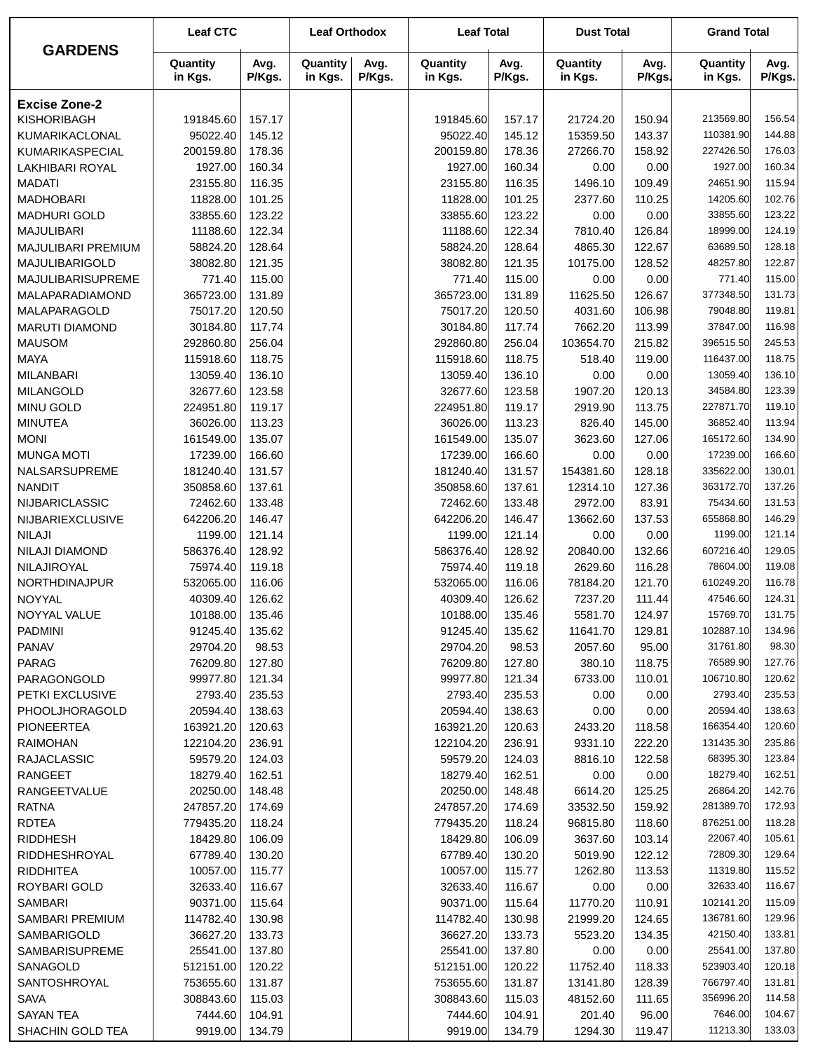| GARDENS | Leaf CTC | | Leaf Orthodox | | Leaf Total | | Dust Total | | Grand Total | |
|---|---|---|---|---|---|---|---|---|---|---|
| | Quantity in Kgs. | Avg. P/Kgs. | Quantity in Kgs. | Avg. P/Kgs. | Quantity in Kgs. | Avg. P/Kgs. | Quantity in Kgs. | Avg. P/Kgs. | Quantity in Kgs. | Avg. P/Kgs. |
| **Excise Zone-2** | | | | | | | | | | |
| KISHORIBAGH | 191845.60 | 157.17 | | | 191845.60 | 157.17 | 21724.20 | 150.94 | 213569.80 | 156.54 |
| KUMARIKACLONAL | 95022.40 | 145.12 | | | 95022.40 | 145.12 | 15359.50 | 143.37 | 110381.90 | 144.88 |
| KUMARIKASPECIAL | 200159.80 | 178.36 | | | 200159.80 | 178.36 | 27266.70 | 158.92 | 227426.50 | 176.03 |
| LAKHIBARI ROYAL | 1927.00 | 160.34 | | | 1927.00 | 160.34 | 0.00 | 0.00 | 1927.00 | 160.34 |
| MADATI | 23155.80 | 116.35 | | | 23155.80 | 116.35 | 1496.10 | 109.49 | 24651.90 | 115.94 |
| MADHOBARI | 11828.00 | 101.25 | | | 11828.00 | 101.25 | 2377.60 | 110.25 | 14205.60 | 102.76 |
| MADHURI GOLD | 33855.60 | 123.22 | | | 33855.60 | 123.22 | 0.00 | 0.00 | 33855.60 | 123.22 |
| MAJULIBARI | 11188.60 | 122.34 | | | 11188.60 | 122.34 | 7810.40 | 126.84 | 18999.00 | 124.19 |
| MAJULIBARI PREMIUM | 58824.20 | 128.64 | | | 58824.20 | 128.64 | 4865.30 | 122.67 | 63689.50 | 128.18 |
| MAJULIBARIGOLD | 38082.80 | 121.35 | | | 38082.80 | 121.35 | 10175.00 | 128.52 | 48257.80 | 122.87 |
| MAJULIBARISUPREME | 771.40 | 115.00 | | | 771.40 | 115.00 | 0.00 | 0.00 | 771.40 | 115.00 |
| MALAPARADIAMOND | 365723.00 | 131.89 | | | 365723.00 | 131.89 | 11625.50 | 126.67 | 377348.50 | 131.73 |
| MALAPARAGOLD | 75017.20 | 120.50 | | | 75017.20 | 120.50 | 4031.60 | 106.98 | 79048.80 | 119.81 |
| MARUTI DIAMOND | 30184.80 | 117.74 | | | 30184.80 | 117.74 | 7662.20 | 113.99 | 37847.00 | 116.98 |
| MAUSOM | 292860.80 | 256.04 | | | 292860.80 | 256.04 | 103654.70 | 215.82 | 396515.50 | 245.53 |
| MAYA | 115918.60 | 118.75 | | | 115918.60 | 118.75 | 518.40 | 119.00 | 116437.00 | 118.75 |
| MILANBARI | 13059.40 | 136.10 | | | 13059.40 | 136.10 | 0.00 | 0.00 | 13059.40 | 136.10 |
| MILANGOLD | 32677.60 | 123.58 | | | 32677.60 | 123.58 | 1907.20 | 120.13 | 34584.80 | 123.39 |
| MINU GOLD | 224951.80 | 119.17 | | | 224951.80 | 119.17 | 2919.90 | 113.75 | 227871.70 | 119.10 |
| MINUTEA | 36026.00 | 113.23 | | | 36026.00 | 113.23 | 826.40 | 145.00 | 36852.40 | 113.94 |
| MONI | 161549.00 | 135.07 | | | 161549.00 | 135.07 | 3623.60 | 127.06 | 165172.60 | 134.90 |
| MUNGA MOTI | 17239.00 | 166.60 | | | 17239.00 | 166.60 | 0.00 | 0.00 | 17239.00 | 166.60 |
| NALSARSUPREME | 181240.40 | 131.57 | | | 181240.40 | 131.57 | 154381.60 | 128.18 | 335622.00 | 130.01 |
| NANDIT | 350858.60 | 137.61 | | | 350858.60 | 137.61 | 12314.10 | 127.36 | 363172.70 | 137.26 |
| NIJBARICLASSIC | 72462.60 | 133.48 | | | 72462.60 | 133.48 | 2972.00 | 83.91 | 75434.60 | 131.53 |
| NIJBARIEXCLUSIVE | 642206.20 | 146.47 | | | 642206.20 | 146.47 | 13662.60 | 137.53 | 655868.80 | 146.29 |
| NILAJI | 1199.00 | 121.14 | | | 1199.00 | 121.14 | 0.00 | 0.00 | 1199.00 | 121.14 |
| NILAJI DIAMOND | 586376.40 | 128.92 | | | 586376.40 | 128.92 | 20840.00 | 132.66 | 607216.40 | 129.05 |
| NILAJIROYAL | 75974.40 | 119.18 | | | 75974.40 | 119.18 | 2629.60 | 116.28 | 78604.00 | 119.08 |
| NORTHDINAJPUR | 532065.00 | 116.06 | | | 532065.00 | 116.06 | 78184.20 | 121.70 | 610249.20 | 116.78 |
| NOYYAL | 40309.40 | 126.62 | | | 40309.40 | 126.62 | 7237.20 | 111.44 | 47546.60 | 124.31 |
| NOYYAL VALUE | 10188.00 | 135.46 | | | 10188.00 | 135.46 | 5581.70 | 124.97 | 15769.70 | 131.75 |
| PADMINI | 91245.40 | 135.62 | | | 91245.40 | 135.62 | 11641.70 | 129.81 | 102887.10 | 134.96 |
| PANAV | 29704.20 | 98.53 | | | 29704.20 | 98.53 | 2057.60 | 95.00 | 31761.80 | 98.30 |
| PARAG | 76209.80 | 127.80 | | | 76209.80 | 127.80 | 380.10 | 118.75 | 76589.90 | 127.76 |
| PARAGONGOLD | 99977.80 | 121.34 | | | 99977.80 | 121.34 | 6733.00 | 110.01 | 106710.80 | 120.62 |
| PETKI EXCLUSIVE | 2793.40 | 235.53 | | | 2793.40 | 235.53 | 0.00 | 0.00 | 2793.40 | 235.53 |
| PHOOLJHORAGOLD | 20594.40 | 138.63 | | | 20594.40 | 138.63 | 0.00 | 0.00 | 20594.40 | 138.63 |
| PIONEERTEA | 163921.20 | 120.63 | | | 163921.20 | 120.63 | 2433.20 | 118.58 | 166354.40 | 120.60 |
| RAIMOHAN | 122104.20 | 236.91 | | | 122104.20 | 236.91 | 9331.10 | 222.20 | 131435.30 | 235.86 |
| RAJACLASSIC | 59579.20 | 124.03 | | | 59579.20 | 124.03 | 8816.10 | 122.58 | 68395.30 | 123.84 |
| RANGEET | 18279.40 | 162.51 | | | 18279.40 | 162.51 | 0.00 | 0.00 | 18279.40 | 162.51 |
| RANGEETVALUE | 20250.00 | 148.48 | | | 20250.00 | 148.48 | 6614.20 | 125.25 | 26864.20 | 142.76 |
| RATNA | 247857.20 | 174.69 | | | 247857.20 | 174.69 | 33532.50 | 159.92 | 281389.70 | 172.93 |
| RDTEA | 779435.20 | 118.24 | | | 779435.20 | 118.24 | 96815.80 | 118.60 | 876251.00 | 118.28 |
| RIDDHESH | 18429.80 | 106.09 | | | 18429.80 | 106.09 | 3637.60 | 103.14 | 22067.40 | 105.61 |
| RIDDHESHROYAL | 67789.40 | 130.20 | | | 67789.40 | 130.20 | 5019.90 | 122.12 | 72809.30 | 129.64 |
| RIDDHITEA | 10057.00 | 115.77 | | | 10057.00 | 115.77 | 1262.80 | 113.53 | 11319.80 | 115.52 |
| ROYBARI GOLD | 32633.40 | 116.67 | | | 32633.40 | 116.67 | 0.00 | 0.00 | 32633.40 | 116.67 |
| SAMBARI | 90371.00 | 115.64 | | | 90371.00 | 115.64 | 11770.20 | 110.91 | 102141.20 | 115.09 |
| SAMBARI PREMIUM | 114782.40 | 130.98 | | | 114782.40 | 130.98 | 21999.20 | 124.65 | 136781.60 | 129.96 |
| SAMBARIGOLD | 36627.20 | 133.73 | | | 36627.20 | 133.73 | 5523.20 | 134.35 | 42150.40 | 133.81 |
| SAMBARISUPREME | 25541.00 | 137.80 | | | 25541.00 | 137.80 | 0.00 | 0.00 | 25541.00 | 137.80 |
| SANAGOLD | 512151.00 | 120.22 | | | 512151.00 | 120.22 | 11752.40 | 118.33 | 523903.40 | 120.18 |
| SANTOSHROYAL | 753655.60 | 131.87 | | | 753655.60 | 131.87 | 13141.80 | 128.39 | 766797.40 | 131.81 |
| SAVA | 308843.60 | 115.03 | | | 308843.60 | 115.03 | 48152.60 | 111.65 | 356996.20 | 114.58 |
| SAYAN TEA | 7444.60 | 104.91 | | | 7444.60 | 104.91 | 201.40 | 96.00 | 7646.00 | 104.67 |
| SHACHIN GOLD TEA | 9919.00 | 134.79 | | | 9919.00 | 134.79 | 1294.30 | 119.47 | 11213.30 | 133.03 |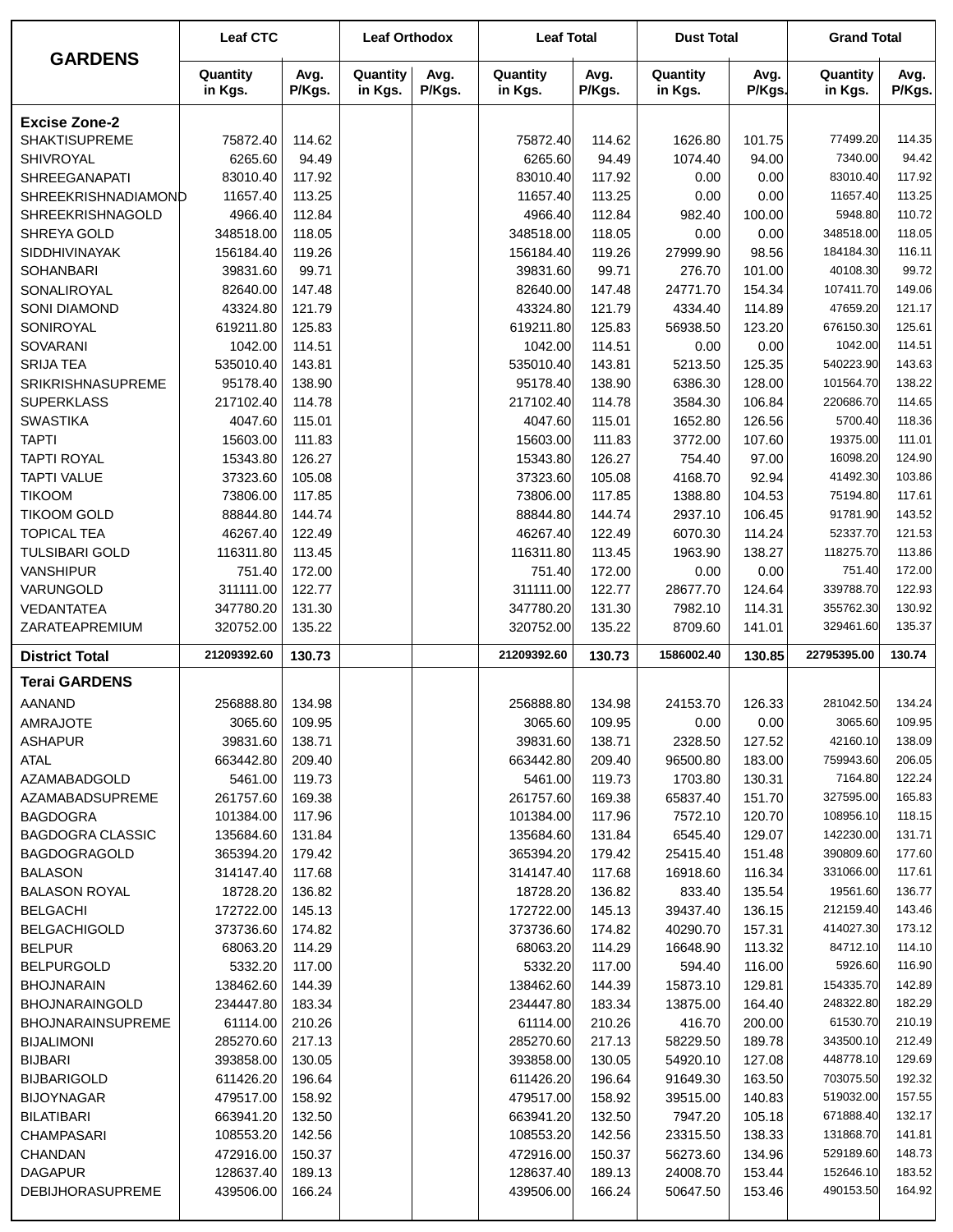| GARDENS | Leaf CTC | | Leaf Orthodox | | Leaf Total | | Dust Total | | Grand Total | |
|---|---|---|---|---|---|---|---|---|---|---|
| | Quantity in Kgs. | Avg. P/Kgs. | Quantity in Kgs. | Avg. P/Kgs. | Quantity in Kgs. | Avg. P/Kgs. | Quantity in Kgs. | Avg. P/Kgs. | Quantity in Kgs. | Avg. P/Kgs. |
| **Excise Zone-2** | | | | | | | | | | |
| SHAKTISUPREME | 75872.40 | 114.62 | | | 75872.40 | 114.62 | 1626.80 | 101.75 | 77499.20 | 114.35 |
| SHIVROYAL | 6265.60 | 94.49 | | | 6265.60 | 94.49 | 1074.40 | 94.00 | 7340.00 | 94.42 |
| SHREEGANAPATI | 83010.40 | 117.92 | | | 83010.40 | 117.92 | 0.00 | 0.00 | 83010.40 | 117.92 |
| SHREEKRISHNADIAMOND | 11657.40 | 113.25 | | | 11657.40 | 113.25 | 0.00 | 0.00 | 11657.40 | 113.25 |
| SHREEKRISHNAGOLD | 4966.40 | 112.84 | | | 4966.40 | 112.84 | 982.40 | 100.00 | 5948.80 | 110.72 |
| SHREYA GOLD | 348518.00 | 118.05 | | | 348518.00 | 118.05 | 0.00 | 0.00 | 348518.00 | 118.05 |
| SIDDHIVINAYAK | 156184.40 | 119.26 | | | 156184.40 | 119.26 | 27999.90 | 98.56 | 184184.30 | 116.11 |
| SOHANBARI | 39831.60 | 99.71 | | | 39831.60 | 99.71 | 276.70 | 101.00 | 40108.30 | 99.72 |
| SONALIROYAL | 82640.00 | 147.48 | | | 82640.00 | 147.48 | 24771.70 | 154.34 | 107411.70 | 149.06 |
| SONI DIAMOND | 43324.80 | 121.79 | | | 43324.80 | 121.79 | 4334.40 | 114.89 | 47659.20 | 121.17 |
| SONIROYAL | 619211.80 | 125.83 | | | 619211.80 | 125.83 | 56938.50 | 123.20 | 676150.30 | 125.61 |
| SOVARANI | 1042.00 | 114.51 | | | 1042.00 | 114.51 | 0.00 | 0.00 | 1042.00 | 114.51 |
| SRIJA TEA | 535010.40 | 143.81 | | | 535010.40 | 143.81 | 5213.50 | 125.35 | 540223.90 | 143.63 |
| SRIKRISHNASUPREME | 95178.40 | 138.90 | | | 95178.40 | 138.90 | 6386.30 | 128.00 | 101564.70 | 138.22 |
| SUPERKLASS | 217102.40 | 114.78 | | | 217102.40 | 114.78 | 3584.30 | 106.84 | 220686.70 | 114.65 |
| SWASTIKA | 4047.60 | 115.01 | | | 4047.60 | 115.01 | 1652.80 | 126.56 | 5700.40 | 118.36 |
| TAPTI | 15603.00 | 111.83 | | | 15603.00 | 111.83 | 3772.00 | 107.60 | 19375.00 | 111.01 |
| TAPTI ROYAL | 15343.80 | 126.27 | | | 15343.80 | 126.27 | 754.40 | 97.00 | 16098.20 | 124.90 |
| TAPTI VALUE | 37323.60 | 105.08 | | | 37323.60 | 105.08 | 4168.70 | 92.94 | 41492.30 | 103.86 |
| TIKOOM | 73806.00 | 117.85 | | | 73806.00 | 117.85 | 1388.80 | 104.53 | 75194.80 | 117.61 |
| TIKOOM GOLD | 88844.80 | 144.74 | | | 88844.80 | 144.74 | 2937.10 | 106.45 | 91781.90 | 143.52 |
| TOPICAL TEA | 46267.40 | 122.49 | | | 46267.40 | 122.49 | 6070.30 | 114.24 | 52337.70 | 121.53 |
| TULSIBARI GOLD | 116311.80 | 113.45 | | | 116311.80 | 113.45 | 1963.90 | 138.27 | 118275.70 | 113.86 |
| VANSHIPUR | 751.40 | 172.00 | | | 751.40 | 172.00 | 0.00 | 0.00 | 751.40 | 172.00 |
| VARUNGOLD | 311111.00 | 122.77 | | | 311111.00 | 122.77 | 28677.70 | 124.64 | 339788.70 | 122.93 |
| VEDANTATEA | 347780.20 | 131.30 | | | 347780.20 | 131.30 | 7982.10 | 114.31 | 355762.30 | 130.92 |
| ZARATEAPREMIUM | 320752.00 | 135.22 | | | 320752.00 | 135.22 | 8709.60 | 141.01 | 329461.60 | 135.37 |
| **District Total** | **21209392.60** | **130.73** | | | **21209392.60** | **130.73** | **1586002.40** | **130.85** | **22795395.00** | **130.74** |
| **Terai GARDENS** | | | | | | | | | | |
| AANAND | 256888.80 | 134.98 | | | 256888.80 | 134.98 | 24153.70 | 126.33 | 281042.50 | 134.24 |
| AMRAJOTE | 3065.60 | 109.95 | | | 3065.60 | 109.95 | 0.00 | 0.00 | 3065.60 | 109.95 |
| ASHAPUR | 39831.60 | 138.71 | | | 39831.60 | 138.71 | 2328.50 | 127.52 | 42160.10 | 138.09 |
| ATAL | 663442.80 | 209.40 | | | 663442.80 | 209.40 | 96500.80 | 183.00 | 759943.60 | 206.05 |
| AZAMABADGOLD | 5461.00 | 119.73 | | | 5461.00 | 119.73 | 1703.80 | 130.31 | 7164.80 | 122.24 |
| AZAMABADSUPREME | 261757.60 | 169.38 | | | 261757.60 | 169.38 | 65837.40 | 151.70 | 327595.00 | 165.83 |
| BAGDOGRA | 101384.00 | 117.96 | | | 101384.00 | 117.96 | 7572.10 | 120.70 | 108956.10 | 118.15 |
| BAGDOGRA CLASSIC | 135684.60 | 131.84 | | | 135684.60 | 131.84 | 6545.40 | 129.07 | 142230.00 | 131.71 |
| BAGDOGRAGOLD | 365394.20 | 179.42 | | | 365394.20 | 179.42 | 25415.40 | 151.48 | 390809.60 | 177.60 |
| BALASON | 314147.40 | 117.68 | | | 314147.40 | 117.68 | 16918.60 | 116.34 | 331066.00 | 117.61 |
| BALASON ROYAL | 18728.20 | 136.82 | | | 18728.20 | 136.82 | 833.40 | 135.54 | 19561.60 | 136.77 |
| BELGACHI | 172722.00 | 145.13 | | | 172722.00 | 145.13 | 39437.40 | 136.15 | 212159.40 | 143.46 |
| BELGACHIGOLD | 373736.60 | 174.82 | | | 373736.60 | 174.82 | 40290.70 | 157.31 | 414027.30 | 173.12 |
| BELPUR | 68063.20 | 114.29 | | | 68063.20 | 114.29 | 16648.90 | 113.32 | 84712.10 | 114.10 |
| BELPURGOLD | 5332.20 | 117.00 | | | 5332.20 | 117.00 | 594.40 | 116.00 | 5926.60 | 116.90 |
| BHOJNARAIN | 138462.60 | 144.39 | | | 138462.60 | 144.39 | 15873.10 | 129.81 | 154335.70 | 142.89 |
| BHOJNARAINGOLD | 234447.80 | 183.34 | | | 234447.80 | 183.34 | 13875.00 | 164.40 | 248322.80 | 182.29 |
| BHOJNARAINSUPREME | 61114.00 | 210.26 | | | 61114.00 | 210.26 | 416.70 | 200.00 | 61530.70 | 210.19 |
| BIJALIMONI | 285270.60 | 217.13 | | | 285270.60 | 217.13 | 58229.50 | 189.78 | 343500.10 | 212.49 |
| BIJBARI | 393858.00 | 130.05 | | | 393858.00 | 130.05 | 54920.10 | 127.08 | 448778.10 | 129.69 |
| BIJBARIGOLD | 611426.20 | 196.64 | | | 611426.20 | 196.64 | 91649.30 | 163.50 | 703075.50 | 192.32 |
| BIJOYNAGAR | 479517.00 | 158.92 | | | 479517.00 | 158.92 | 39515.00 | 140.83 | 519032.00 | 157.55 |
| BILATIBARI | 663941.20 | 132.50 | | | 663941.20 | 132.50 | 7947.20 | 105.18 | 671888.40 | 132.17 |
| CHAMPASARI | 108553.20 | 142.56 | | | 108553.20 | 142.56 | 23315.50 | 138.33 | 131868.70 | 141.81 |
| CHANDAN | 472916.00 | 150.37 | | | 472916.00 | 150.37 | 56273.60 | 134.96 | 529189.60 | 148.73 |
| DAGAPUR | 128637.40 | 189.13 | | | 128637.40 | 189.13 | 24008.70 | 153.44 | 152646.10 | 183.52 |
| DEBIJHORASUPREME | 439506.00 | 166.24 | | | 439506.00 | 166.24 | 50647.50 | 153.46 | 490153.50 | 164.92 |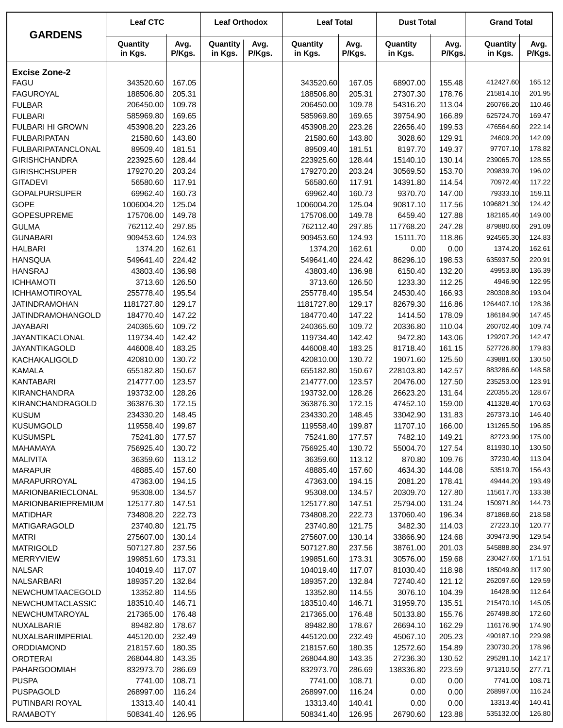| GARDENS | Leaf CTC | | Leaf Orthodox | | Leaf Total | | Dust Total | | Grand Total | |
|---|---|---|---|---|---|---|---|---|---|---|
| | Quantity in Kgs. | Avg. P/Kgs. | Quantity in Kgs. | Avg. P/Kgs. | Quantity in Kgs. | Avg. P/Kgs. | Quantity in Kgs. | Avg. P/Kgs. | Quantity in Kgs. | Avg. P/Kgs. |
| **Excise Zone-2** | | | | | | | | | | |
| FAGU | 343520.60 | 167.05 | | | 343520.60 | 167.05 | 68907.00 | 155.48 | 412427.60 | 165.12 |
| FAGUROYAL | 188506.80 | 205.31 | | | 188506.80 | 205.31 | 27307.30 | 178.76 | 215814.10 | 201.95 |
| FULBAR | 206450.00 | 109.78 | | | 206450.00 | 109.78 | 54316.20 | 113.04 | 260766.20 | 110.46 |
| FULBARI | 585969.80 | 169.65 | | | 585969.80 | 169.65 | 39754.90 | 166.89 | 625724.70 | 169.47 |
| FULBARI HI GROWN | 453908.20 | 223.26 | | | 453908.20 | 223.26 | 22656.40 | 199.53 | 476564.60 | 222.14 |
| FULBARIPATAN | 21580.60 | 143.80 | | | 21580.60 | 143.80 | 3028.60 | 129.91 | 24609.20 | 142.09 |
| FULBARIPATANCLONAL | 89509.40 | 181.51 | | | 89509.40 | 181.51 | 8197.70 | 149.37 | 97707.10 | 178.82 |
| GIRISHCHANDRA | 223925.60 | 128.44 | | | 223925.60 | 128.44 | 15140.10 | 130.14 | 239065.70 | 128.55 |
| GIRISHCHSUPER | 179270.20 | 203.24 | | | 179270.20 | 203.24 | 30569.50 | 153.70 | 209839.70 | 196.02 |
| GITADEVI | 56580.60 | 117.91 | | | 56580.60 | 117.91 | 14391.80 | 114.54 | 70972.40 | 117.22 |
| GOPALPURSUPER | 69962.40 | 160.73 | | | 69962.40 | 160.73 | 9370.70 | 147.00 | 79333.10 | 159.11 |
| GOPE | 1006004.20 | 125.04 | | | 1006004.20 | 125.04 | 90817.10 | 117.56 | 1096821.30 | 124.42 |
| GOPESUPREME | 175706.00 | 149.78 | | | 175706.00 | 149.78 | 6459.40 | 127.88 | 182165.40 | 149.00 |
| GULMA | 762112.40 | 297.85 | | | 762112.40 | 297.85 | 117768.20 | 247.28 | 879880.60 | 291.09 |
| GUNABARI | 909453.60 | 124.93 | | | 909453.60 | 124.93 | 15111.70 | 118.86 | 924565.30 | 124.83 |
| HALBARI | 1374.20 | 162.61 | | | 1374.20 | 162.61 | 0.00 | 0.00 | 1374.20 | 162.61 |
| HANSQUA | 549641.40 | 224.42 | | | 549641.40 | 224.42 | 86296.10 | 198.53 | 635937.50 | 220.91 |
| HANSRAJ | 43803.40 | 136.98 | | | 43803.40 | 136.98 | 6150.40 | 132.20 | 49953.80 | 136.39 |
| ICHHAMOTI | 3713.60 | 126.50 | | | 3713.60 | 126.50 | 1233.30 | 112.25 | 4946.90 | 122.95 |
| ICHHAMOTIROYAL | 255778.40 | 195.54 | | | 255778.40 | 195.54 | 24530.40 | 166.93 | 280308.80 | 193.04 |
| JATINDRAMOHAN | 1181727.80 | 129.17 | | | 1181727.80 | 129.17 | 82679.30 | 116.86 | 1264407.10 | 128.36 |
| JATINDRAMOHANGOLD | 184770.40 | 147.22 | | | 184770.40 | 147.22 | 1414.50 | 178.09 | 186184.90 | 147.45 |
| JAYABARI | 240365.60 | 109.72 | | | 240365.60 | 109.72 | 20336.80 | 110.04 | 260702.40 | 109.74 |
| JAYANTIKACLONAL | 119734.40 | 142.42 | | | 119734.40 | 142.42 | 9472.80 | 143.06 | 129207.20 | 142.47 |
| JAYANTIKAGOLD | 446008.40 | 183.25 | | | 446008.40 | 183.25 | 81718.40 | 161.15 | 527726.80 | 179.83 |
| KACHAKALIGOLD | 420810.00 | 130.72 | | | 420810.00 | 130.72 | 19071.60 | 125.50 | 439881.60 | 130.50 |
| KAMALA | 655182.80 | 150.67 | | | 655182.80 | 150.67 | 228103.80 | 142.57 | 883286.60 | 148.58 |
| KANTABARI | 214777.00 | 123.57 | | | 214777.00 | 123.57 | 20476.00 | 127.50 | 235253.00 | 123.91 |
| KIRANCHANDRA | 193732.00 | 128.26 | | | 193732.00 | 128.26 | 26623.20 | 131.64 | 220355.20 | 128.67 |
| KIRANCHANDRAGOLD | 363876.30 | 172.15 | | | 363876.30 | 172.15 | 47452.10 | 159.00 | 411328.40 | 170.63 |
| KUSUM | 234330.20 | 148.45 | | | 234330.20 | 148.45 | 33042.90 | 131.83 | 267373.10 | 146.40 |
| KUSUMGOLD | 119558.40 | 199.87 | | | 119558.40 | 199.87 | 11707.10 | 166.00 | 131265.50 | 196.85 |
| KUSUMSPL | 75241.80 | 177.57 | | | 75241.80 | 177.57 | 7482.10 | 149.21 | 82723.90 | 175.00 |
| MAHAMAYA | 756925.40 | 130.72 | | | 756925.40 | 130.72 | 55004.70 | 127.54 | 811930.10 | 130.50 |
| MALIVITA | 36359.60 | 113.12 | | | 36359.60 | 113.12 | 870.80 | 109.76 | 37230.40 | 113.04 |
| MARAPUR | 48885.40 | 157.60 | | | 48885.40 | 157.60 | 4634.30 | 144.08 | 53519.70 | 156.43 |
| MARAPURROYAL | 47363.00 | 194.15 | | | 47363.00 | 194.15 | 2081.20 | 178.41 | 49444.20 | 193.49 |
| MARIONBARIECLONAL | 95308.00 | 134.57 | | | 95308.00 | 134.57 | 20309.70 | 127.80 | 115617.70 | 133.38 |
| MARIONBARIEPREMIUM | 125177.80 | 147.51 | | | 125177.80 | 147.51 | 25794.00 | 131.24 | 150971.80 | 144.73 |
| MATIDHAR | 734808.20 | 222.73 | | | 734808.20 | 222.73 | 137060.40 | 196.34 | 871868.60 | 218.58 |
| MATIGARAGOLD | 23740.80 | 121.75 | | | 23740.80 | 121.75 | 3482.30 | 114.03 | 27223.10 | 120.77 |
| MATRI | 275607.00 | 130.14 | | | 275607.00 | 130.14 | 33866.90 | 124.68 | 309473.90 | 129.54 |
| MATRIGOLD | 507127.80 | 237.56 | | | 507127.80 | 237.56 | 38761.00 | 201.03 | 545888.80 | 234.97 |
| MERRYVIEW | 199851.60 | 173.31 | | | 199851.60 | 173.31 | 30576.00 | 159.68 | 230427.60 | 171.51 |
| NALSAR | 104019.40 | 117.07 | | | 104019.40 | 117.07 | 81030.40 | 118.98 | 185049.80 | 117.90 |
| NALSARBARI | 189357.20 | 132.84 | | | 189357.20 | 132.84 | 72740.40 | 121.12 | 262097.60 | 129.59 |
| NEWCHUMTAACEGOLD | 13352.80 | 114.55 | | | 13352.80 | 114.55 | 3076.10 | 104.39 | 16428.90 | 112.64 |
| NEWCHUMTACLASSIC | 183510.40 | 146.71 | | | 183510.40 | 146.71 | 31959.70 | 135.51 | 215470.10 | 145.05 |
| NEWCHUMTAROYAL | 217365.00 | 176.48 | | | 217365.00 | 176.48 | 50133.80 | 155.76 | 267498.80 | 172.60 |
| NUXALBARIE | 89482.80 | 178.67 | | | 89482.80 | 178.67 | 26694.10 | 162.29 | 116176.90 | 174.90 |
| NUXALBARIIMPERIAL | 445120.00 | 232.49 | | | 445120.00 | 232.49 | 45067.10 | 205.23 | 490187.10 | 229.98 |
| ORDDIAMOND | 218157.60 | 180.35 | | | 218157.60 | 180.35 | 12572.60 | 154.89 | 230730.20 | 178.96 |
| ORDTERAI | 268044.80 | 143.35 | | | 268044.80 | 143.35 | 27236.30 | 130.52 | 295281.10 | 142.17 |
| PAHARGOOMIAH | 832973.70 | 286.69 | | | 832973.70 | 286.69 | 138336.80 | 223.59 | 971310.50 | 277.71 |
| PUSPA | 7741.00 | 108.71 | | | 7741.00 | 108.71 | 0.00 | 0.00 | 7741.00 | 108.71 |
| PUSPAGOLD | 268997.00 | 116.24 | | | 268997.00 | 116.24 | 0.00 | 0.00 | 268997.00 | 116.24 |
| PUTINBARI ROYAL | 13313.40 | 140.41 | | | 13313.40 | 140.41 | 0.00 | 0.00 | 13313.40 | 140.41 |
| RAMABOTY | 508341.40 | 126.95 | | | 508341.40 | 126.95 | 26790.60 | 123.88 | 535132.00 | 126.80 |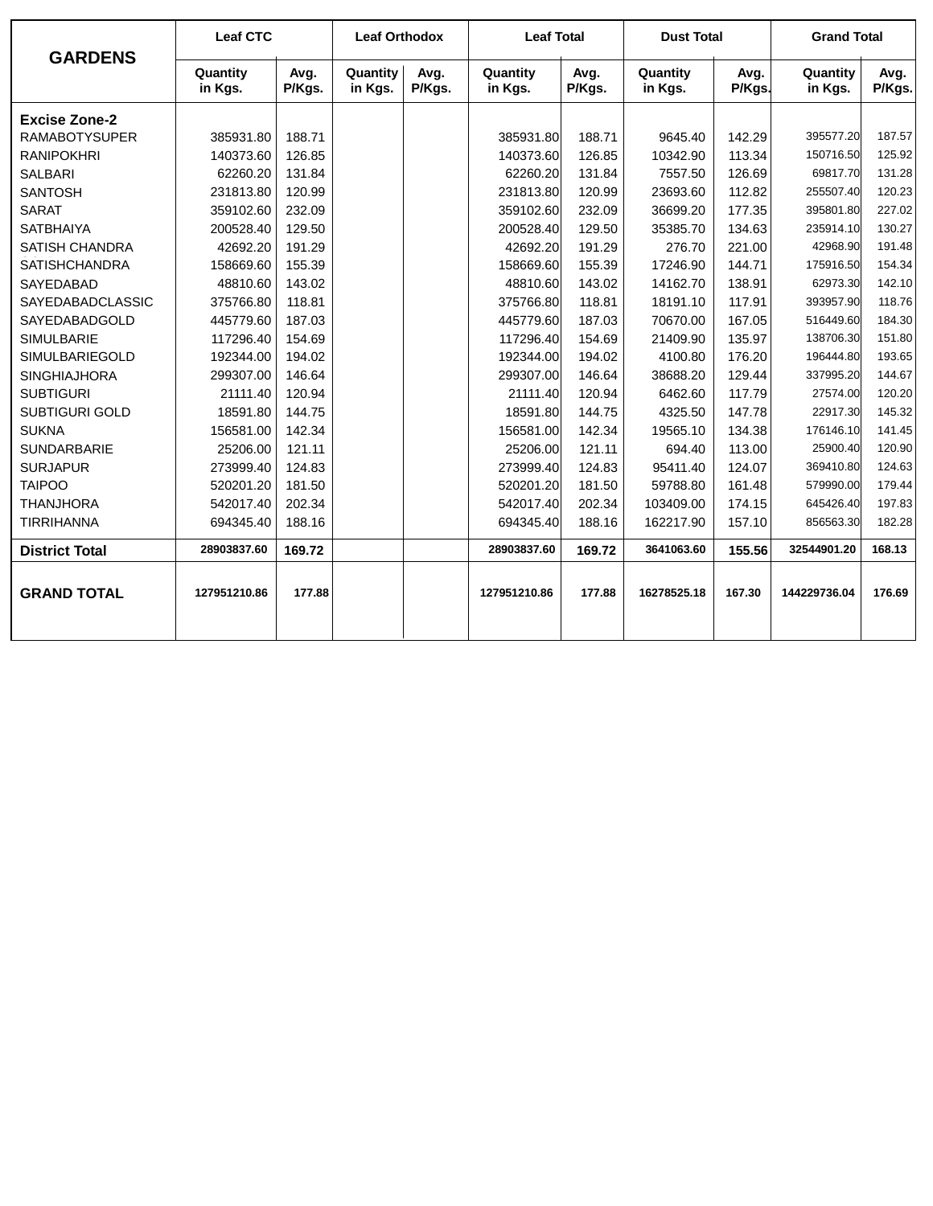| GARDENS | Leaf CTC | | Leaf Orthodox | | Leaf Total | | Dust Total | | Grand Total | |
|---|---|---|---|---|---|---|---|---|---|---|
| | Quantity in Kgs. | Avg. P/Kgs. | Quantity in Kgs. | Avg. P/Kgs. | Quantity in Kgs. | Avg. P/Kgs. | Quantity in Kgs. | Avg. P/Kgs. | Quantity in Kgs. | Avg. P/Kgs. |
| **Excise Zone-2** | | | | | | | | | | |
| RAMABOTYSUPER | 385931.80 | 188.71 | | | 385931.80 | 188.71 | 9645.40 | 142.29 | 395577.20 | 187.57 |
| RANIPOKHRI | 140373.60 | 126.85 | | | 140373.60 | 126.85 | 10342.90 | 113.34 | 150716.50 | 125.92 |
| SALBARI | 62260.20 | 131.84 | | | 62260.20 | 131.84 | 7557.50 | 126.69 | 69817.70 | 131.28 |
| SANTOSH | 231813.80 | 120.99 | | | 231813.80 | 120.99 | 23693.60 | 112.82 | 255507.40 | 120.23 |
| SARAT | 359102.60 | 232.09 | | | 359102.60 | 232.09 | 36699.20 | 177.35 | 395801.80 | 227.02 |
| SATBHAIYA | 200528.40 | 129.50 | | | 200528.40 | 129.50 | 35385.70 | 134.63 | 235914.10 | 130.27 |
| SATISH CHANDRA | 42692.20 | 191.29 | | | 42692.20 | 191.29 | 276.70 | 221.00 | 42968.90 | 191.48 |
| SATISHCHANDRA | 158669.60 | 155.39 | | | 158669.60 | 155.39 | 17246.90 | 144.71 | 175916.50 | 154.34 |
| SAYEDABAD | 48810.60 | 143.02 | | | 48810.60 | 143.02 | 14162.70 | 138.91 | 62973.30 | 142.10 |
| SAYEDABADCLASSIC | 375766.80 | 118.81 | | | 375766.80 | 118.81 | 18191.10 | 117.91 | 393957.90 | 118.76 |
| SAYEDABADGOLD | 445779.60 | 187.03 | | | 445779.60 | 187.03 | 70670.00 | 167.05 | 516449.60 | 184.30 |
| SIMULBARIE | 117296.40 | 154.69 | | | 117296.40 | 154.69 | 21409.90 | 135.97 | 138706.30 | 151.80 |
| SIMULBARIEGOLD | 192344.00 | 194.02 | | | 192344.00 | 194.02 | 4100.80 | 176.20 | 196444.80 | 193.65 |
| SINGHIAJHORA | 299307.00 | 146.64 | | | 299307.00 | 146.64 | 38688.20 | 129.44 | 337995.20 | 144.67 |
| SUBTIGURI | 21111.40 | 120.94 | | | 21111.40 | 120.94 | 6462.60 | 117.79 | 27574.00 | 120.20 |
| SUBTIGURI GOLD | 18591.80 | 144.75 | | | 18591.80 | 144.75 | 4325.50 | 147.78 | 22917.30 | 145.32 |
| SUKNA | 156581.00 | 142.34 | | | 156581.00 | 142.34 | 19565.10 | 134.38 | 176146.10 | 141.45 |
| SUNDARBARIE | 25206.00 | 121.11 | | | 25206.00 | 121.11 | 694.40 | 113.00 | 25900.40 | 120.90 |
| SURJAPUR | 273999.40 | 124.83 | | | 273999.40 | 124.83 | 95411.40 | 124.07 | 369410.80 | 124.63 |
| TAIPOO | 520201.20 | 181.50 | | | 520201.20 | 181.50 | 59788.80 | 161.48 | 579990.00 | 179.44 |
| THANJHORA | 542017.40 | 202.34 | | | 542017.40 | 202.34 | 103409.00 | 174.15 | 645426.40 | 197.83 |
| TIRRIHANNA | 694345.40 | 188.16 | | | 694345.40 | 188.16 | 162217.90 | 157.10 | 856563.30 | 182.28 |
| **District Total** | **28903837.60** | **169.72** | | | **28903837.60** | **169.72** | **3641063.60** | **155.56** | **32544901.20** | **168.13** |
| **GRAND TOTAL** | **127951210.86** | **177.88** | | | **127951210.86** | **177.88** | **16278525.18** | **167.30** | **144229736.04** | **176.69** |